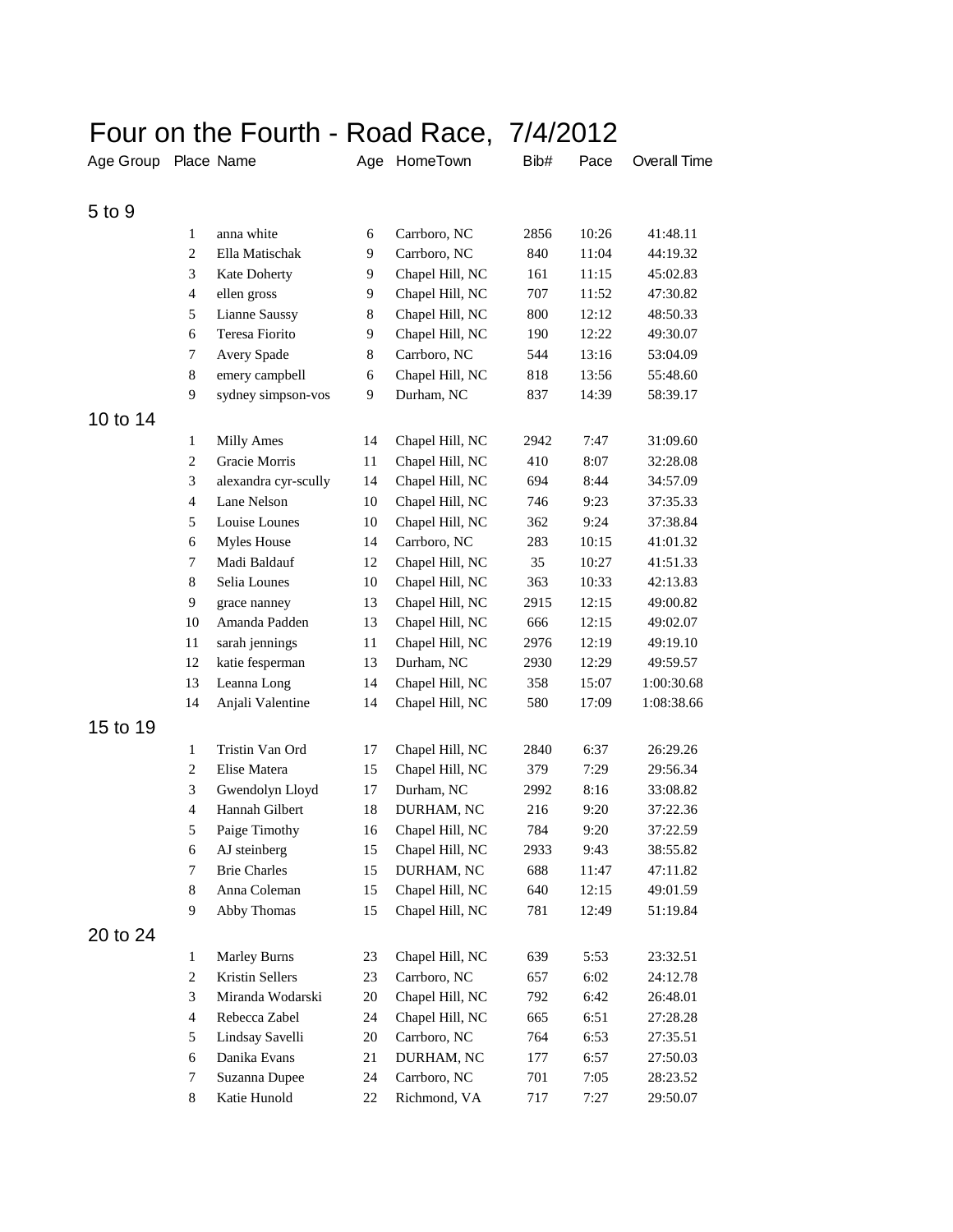# Four on the Fourth - Road Race, 7/4/2012

| Age Group | Place | Name | Age | HomeTown | Bib# | Pace | Overall Time |
|---|---|---|---|---|---|---|---|
| 5 to 9 | | | | | | | |
| | 1 | anna white | 6 | Carrboro, NC | 2856 | 10:26 | 41:48.11 |
| | 2 | Ella Matischak | 9 | Carrboro, NC | 840 | 11:04 | 44:19.32 |
| | 3 | Kate Doherty | 9 | Chapel Hill, NC | 161 | 11:15 | 45:02.83 |
| | 4 | ellen gross | 9 | Chapel Hill, NC | 707 | 11:52 | 47:30.82 |
| | 5 | Lianne Saussy | 8 | Chapel Hill, NC | 800 | 12:12 | 48:50.33 |
| | 6 | Teresa Fiorito | 9 | Chapel Hill, NC | 190 | 12:22 | 49:30.07 |
| | 7 | Avery Spade | 8 | Carrboro, NC | 544 | 13:16 | 53:04.09 |
| | 8 | emery campbell | 6 | Chapel Hill, NC | 818 | 13:56 | 55:48.60 |
| | 9 | sydney simpson-vos | 9 | Durham, NC | 837 | 14:39 | 58:39.17 |
| 10 to 14 | | | | | | | |
| | 1 | Milly Ames | 14 | Chapel Hill, NC | 2942 | 7:47 | 31:09.60 |
| | 2 | Gracie Morris | 11 | Chapel Hill, NC | 410 | 8:07 | 32:28.08 |
| | 3 | alexandra cyr-scully | 14 | Chapel Hill, NC | 694 | 8:44 | 34:57.09 |
| | 4 | Lane Nelson | 10 | Chapel Hill, NC | 746 | 9:23 | 37:35.33 |
| | 5 | Louise Lounes | 10 | Chapel Hill, NC | 362 | 9:24 | 37:38.84 |
| | 6 | Myles House | 14 | Carrboro, NC | 283 | 10:15 | 41:01.32 |
| | 7 | Madi Baldauf | 12 | Chapel Hill, NC | 35 | 10:27 | 41:51.33 |
| | 8 | Selia Lounes | 10 | Chapel Hill, NC | 363 | 10:33 | 42:13.83 |
| | 9 | grace nanney | 13 | Chapel Hill, NC | 2915 | 12:15 | 49:00.82 |
| | 10 | Amanda Padden | 13 | Chapel Hill, NC | 666 | 12:15 | 49:02.07 |
| | 11 | sarah jennings | 11 | Chapel Hill, NC | 2976 | 12:19 | 49:19.10 |
| | 12 | katie fesperman | 13 | Durham, NC | 2930 | 12:29 | 49:59.57 |
| | 13 | Leanna Long | 14 | Chapel Hill, NC | 358 | 15:07 | 1:00:30.68 |
| | 14 | Anjali Valentine | 14 | Chapel Hill, NC | 580 | 17:09 | 1:08:38.66 |
| 15 to 19 | | | | | | | |
| | 1 | Tristin Van Ord | 17 | Chapel Hill, NC | 2840 | 6:37 | 26:29.26 |
| | 2 | Elise Matera | 15 | Chapel Hill, NC | 379 | 7:29 | 29:56.34 |
| | 3 | Gwendolyn Lloyd | 17 | Durham, NC | 2992 | 8:16 | 33:08.82 |
| | 4 | Hannah Gilbert | 18 | DURHAM, NC | 216 | 9:20 | 37:22.36 |
| | 5 | Paige Timothy | 16 | Chapel Hill, NC | 784 | 9:20 | 37:22.59 |
| | 6 | AJ steinberg | 15 | Chapel Hill, NC | 2933 | 9:43 | 38:55.82 |
| | 7 | Brie Charles | 15 | DURHAM, NC | 688 | 11:47 | 47:11.82 |
| | 8 | Anna Coleman | 15 | Chapel Hill, NC | 640 | 12:15 | 49:01.59 |
| | 9 | Abby Thomas | 15 | Chapel Hill, NC | 781 | 12:49 | 51:19.84 |
| 20 to 24 | | | | | | | |
| | 1 | Marley Burns | 23 | Chapel Hill, NC | 639 | 5:53 | 23:32.51 |
| | 2 | Kristin Sellers | 23 | Carrboro, NC | 657 | 6:02 | 24:12.78 |
| | 3 | Miranda Wodarski | 20 | Chapel Hill, NC | 792 | 6:42 | 26:48.01 |
| | 4 | Rebecca Zabel | 24 | Chapel Hill, NC | 665 | 6:51 | 27:28.28 |
| | 5 | Lindsay Savelli | 20 | Carrboro, NC | 764 | 6:53 | 27:35.51 |
| | 6 | Danika Evans | 21 | DURHAM, NC | 177 | 6:57 | 27:50.03 |
| | 7 | Suzanna Dupee | 24 | Carrboro, NC | 701 | 7:05 | 28:23.52 |
| | 8 | Katie Hunold | 22 | Richmond, VA | 717 | 7:27 | 29:50.07 |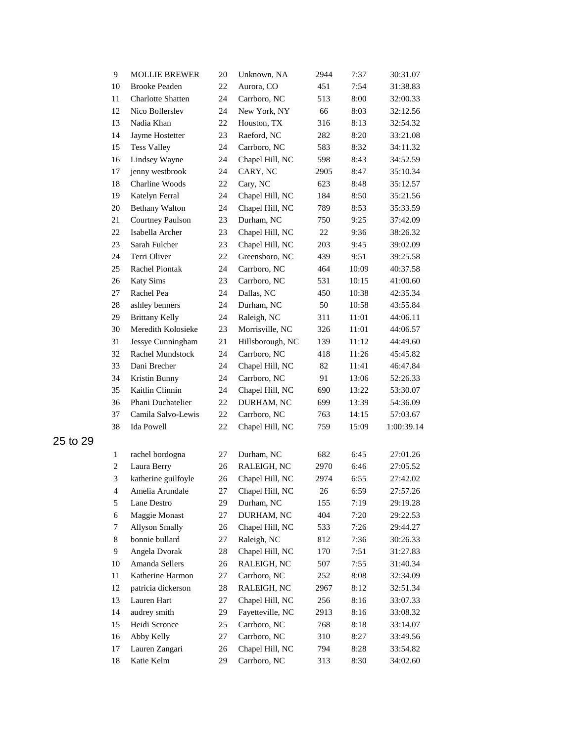| | | | | | | |
|---|---|---|---|---|---|---|
| 9 | MOLLIE BREWER | 20 | Unknown, NA | 2944 | 7:37 | 30:31.07 |
| 10 | Brooke Peaden | 22 | Aurora, CO | 451 | 7:54 | 31:38.83 |
| 11 | Charlotte Shatten | 24 | Carrboro, NC | 513 | 8:00 | 32:00.33 |
| 12 | Nico Bollerslev | 24 | New York, NY | 66 | 8:03 | 32:12.56 |
| 13 | Nadia Khan | 22 | Houston, TX | 316 | 8:13 | 32:54.32 |
| 14 | Jayme Hostetter | 23 | Raeford, NC | 282 | 8:20 | 33:21.08 |
| 15 | Tess Valley | 24 | Carrboro, NC | 583 | 8:32 | 34:11.32 |
| 16 | Lindsey Wayne | 24 | Chapel Hill, NC | 598 | 8:43 | 34:52.59 |
| 17 | jenny westbrook | 24 | CARY, NC | 2905 | 8:47 | 35:10.34 |
| 18 | Charline Woods | 22 | Cary, NC | 623 | 8:48 | 35:12.57 |
| 19 | Katelyn Ferral | 24 | Chapel Hill, NC | 184 | 8:50 | 35:21.56 |
| 20 | Bethany Walton | 24 | Chapel Hill, NC | 789 | 8:53 | 35:33.59 |
| 21 | Courtney Paulson | 23 | Durham, NC | 750 | 9:25 | 37:42.09 |
| 22 | Isabella Archer | 23 | Chapel Hill, NC | 22 | 9:36 | 38:26.32 |
| 23 | Sarah Fulcher | 23 | Chapel Hill, NC | 203 | 9:45 | 39:02.09 |
| 24 | Terri Oliver | 22 | Greensboro, NC | 439 | 9:51 | 39:25.58 |
| 25 | Rachel Piontak | 24 | Carrboro, NC | 464 | 10:09 | 40:37.58 |
| 26 | Katy Sims | 23 | Carrboro, NC | 531 | 10:15 | 41:00.60 |
| 27 | Rachel Pea | 24 | Dallas, NC | 450 | 10:38 | 42:35.34 |
| 28 | ashley benners | 24 | Durham, NC | 50 | 10:58 | 43:55.84 |
| 29 | Brittany Kelly | 24 | Raleigh, NC | 311 | 11:01 | 44:06.11 |
| 30 | Meredith Kolosieke | 23 | Morrisville, NC | 326 | 11:01 | 44:06.57 |
| 31 | Jessye Cunningham | 21 | Hillsborough, NC | 139 | 11:12 | 44:49.60 |
| 32 | Rachel Mundstock | 24 | Carrboro, NC | 418 | 11:26 | 45:45.82 |
| 33 | Dani Brecher | 24 | Chapel Hill, NC | 82 | 11:41 | 46:47.84 |
| 34 | Kristin Bunny | 24 | Carrboro, NC | 91 | 13:06 | 52:26.33 |
| 35 | Kaitlin Clinnin | 24 | Chapel Hill, NC | 690 | 13:22 | 53:30.07 |
| 36 | Phani Duchatelier | 22 | DURHAM, NC | 699 | 13:39 | 54:36.09 |
| 37 | Camila Salvo-Lewis | 22 | Carrboro, NC | 763 | 14:15 | 57:03.67 |
| 38 | Ida Powell | 22 | Chapel Hill, NC | 759 | 15:09 | 1:00:39.14 |

## 25 to 29

| | | | | | | |
|---|---|---|---|---|---|---|
| 1 | rachel bordogna | 27 | Durham, NC | 682 | 6:45 | 27:01.26 |
| 2 | Laura Berry | 26 | RALEIGH, NC | 2970 | 6:46 | 27:05.52 |
| 3 | katherine guilfoyle | 26 | Chapel Hill, NC | 2974 | 6:55 | 27:42.02 |
| 4 | Amelia Arundale | 27 | Chapel Hill, NC | 26 | 6:59 | 27:57.26 |
| 5 | Lane Destro | 29 | Durham, NC | 155 | 7:19 | 29:19.28 |
| 6 | Maggie Monast | 27 | DURHAM, NC | 404 | 7:20 | 29:22.53 |
| 7 | Allyson Smally | 26 | Chapel Hill, NC | 533 | 7:26 | 29:44.27 |
| 8 | bonnie bullard | 27 | Raleigh, NC | 812 | 7:36 | 30:26.33 |
| 9 | Angela Dvorak | 28 | Chapel Hill, NC | 170 | 7:51 | 31:27.83 |
| 10 | Amanda Sellers | 26 | RALEIGH, NC | 507 | 7:55 | 31:40.34 |
| 11 | Katherine Harmon | 27 | Carrboro, NC | 252 | 8:08 | 32:34.09 |
| 12 | patricia dickerson | 28 | RALEIGH, NC | 2967 | 8:12 | 32:51.34 |
| 13 | Lauren Hart | 27 | Chapel Hill, NC | 256 | 8:16 | 33:07.33 |
| 14 | audrey smith | 29 | Fayetteville, NC | 2913 | 8:16 | 33:08.32 |
| 15 | Heidi Scronce | 25 | Carrboro, NC | 768 | 8:18 | 33:14.07 |
| 16 | Abby Kelly | 27 | Carrboro, NC | 310 | 8:27 | 33:49.56 |
| 17 | Lauren Zangari | 26 | Chapel Hill, NC | 794 | 8:28 | 33:54.82 |
| 18 | Katie Kelm | 29 | Carrboro, NC | 313 | 8:30 | 34:02.60 |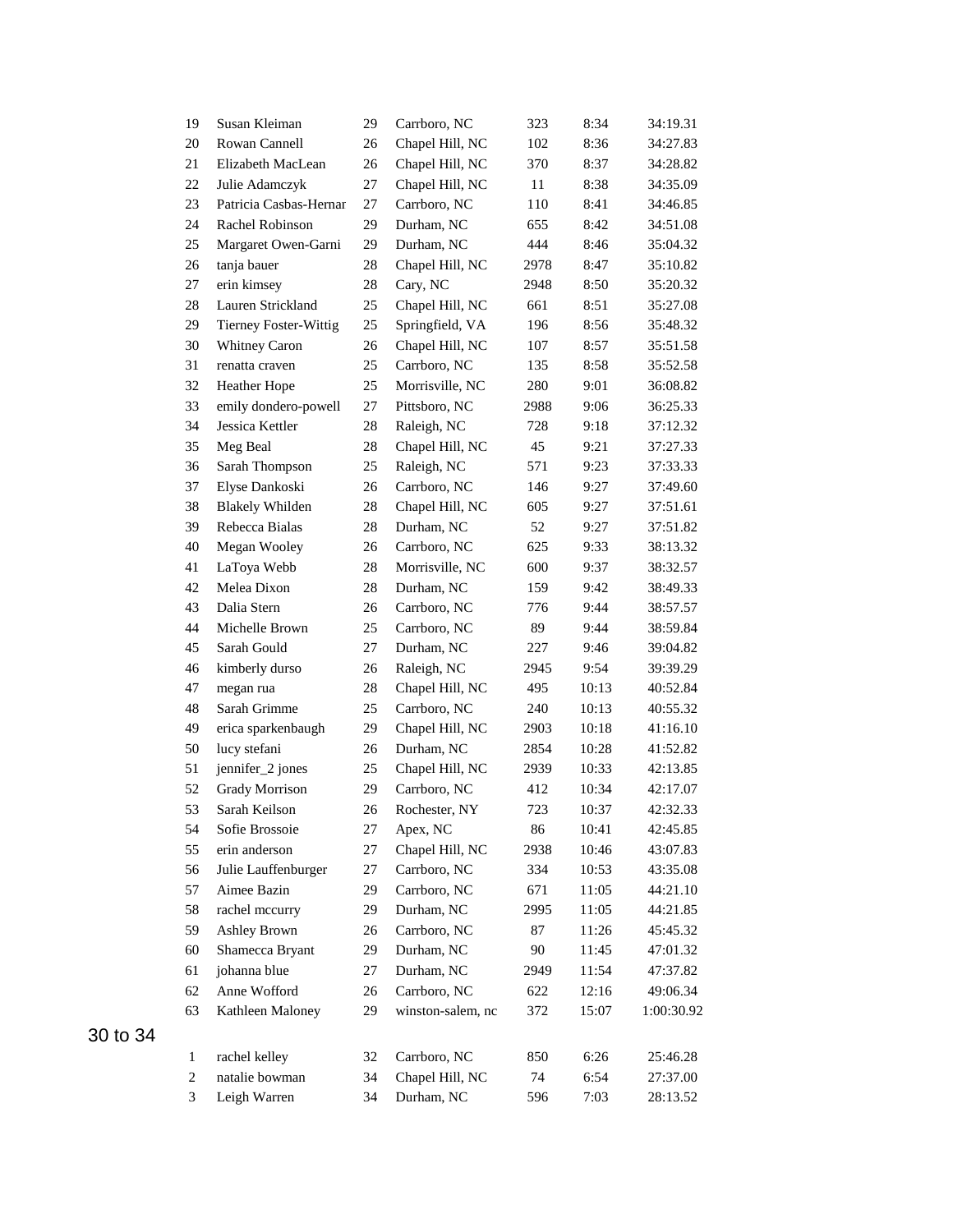| | | | | | | |
|---|---|---|---|---|---|---|
| 19 | Susan Kleiman | 29 | Carrboro, NC | 323 | 8:34 | 34:19.31 |
| 20 | Rowan Cannell | 26 | Chapel Hill, NC | 102 | 8:36 | 34:27.83 |
| 21 | Elizabeth MacLean | 26 | Chapel Hill, NC | 370 | 8:37 | 34:28.82 |
| 22 | Julie Adamczyk | 27 | Chapel Hill, NC | 11 | 8:38 | 34:35.09 |
| 23 | Patricia Casbas-Hernar | 27 | Carrboro, NC | 110 | 8:41 | 34:46.85 |
| 24 | Rachel Robinson | 29 | Durham, NC | 655 | 8:42 | 34:51.08 |
| 25 | Margaret Owen-Garni | 29 | Durham, NC | 444 | 8:46 | 35:04.32 |
| 26 | tanja bauer | 28 | Chapel Hill, NC | 2978 | 8:47 | 35:10.82 |
| 27 | erin kimsey | 28 | Cary, NC | 2948 | 8:50 | 35:20.32 |
| 28 | Lauren Strickland | 25 | Chapel Hill, NC | 661 | 8:51 | 35:27.08 |
| 29 | Tierney Foster-Wittig | 25 | Springfield, VA | 196 | 8:56 | 35:48.32 |
| 30 | Whitney Caron | 26 | Chapel Hill, NC | 107 | 8:57 | 35:51.58 |
| 31 | renatta craven | 25 | Carrboro, NC | 135 | 8:58 | 35:52.58 |
| 32 | Heather Hope | 25 | Morrisville, NC | 280 | 9:01 | 36:08.82 |
| 33 | emily dondero-powell | 27 | Pittsboro, NC | 2988 | 9:06 | 36:25.33 |
| 34 | Jessica Kettler | 28 | Raleigh, NC | 728 | 9:18 | 37:12.32 |
| 35 | Meg Beal | 28 | Chapel Hill, NC | 45 | 9:21 | 37:27.33 |
| 36 | Sarah Thompson | 25 | Raleigh, NC | 571 | 9:23 | 37:33.33 |
| 37 | Elyse Dankoski | 26 | Carrboro, NC | 146 | 9:27 | 37:49.60 |
| 38 | Blakely Whilden | 28 | Chapel Hill, NC | 605 | 9:27 | 37:51.61 |
| 39 | Rebecca Bialas | 28 | Durham, NC | 52 | 9:27 | 37:51.82 |
| 40 | Megan Wooley | 26 | Carrboro, NC | 625 | 9:33 | 38:13.32 |
| 41 | LaToya Webb | 28 | Morrisville, NC | 600 | 9:37 | 38:32.57 |
| 42 | Melea Dixon | 28 | Durham, NC | 159 | 9:42 | 38:49.33 |
| 43 | Dalia Stern | 26 | Carrboro, NC | 776 | 9:44 | 38:57.57 |
| 44 | Michelle Brown | 25 | Carrboro, NC | 89 | 9:44 | 38:59.84 |
| 45 | Sarah Gould | 27 | Durham, NC | 227 | 9:46 | 39:04.82 |
| 46 | kimberly durso | 26 | Raleigh, NC | 2945 | 9:54 | 39:39.29 |
| 47 | megan rua | 28 | Chapel Hill, NC | 495 | 10:13 | 40:52.84 |
| 48 | Sarah Grimme | 25 | Carrboro, NC | 240 | 10:13 | 40:55.32 |
| 49 | erica sparkenbaugh | 29 | Chapel Hill, NC | 2903 | 10:18 | 41:16.10 |
| 50 | lucy stefani | 26 | Durham, NC | 2854 | 10:28 | 41:52.82 |
| 51 | jennifer_2 jones | 25 | Chapel Hill, NC | 2939 | 10:33 | 42:13.85 |
| 52 | Grady Morrison | 29 | Carrboro, NC | 412 | 10:34 | 42:17.07 |
| 53 | Sarah Keilson | 26 | Rochester, NY | 723 | 10:37 | 42:32.33 |
| 54 | Sofie Brossoie | 27 | Apex, NC | 86 | 10:41 | 42:45.85 |
| 55 | erin anderson | 27 | Chapel Hill, NC | 2938 | 10:46 | 43:07.83 |
| 56 | Julie Lauffenburger | 27 | Carrboro, NC | 334 | 10:53 | 43:35.08 |
| 57 | Aimee Bazin | 29 | Carrboro, NC | 671 | 11:05 | 44:21.10 |
| 58 | rachel mccurry | 29 | Durham, NC | 2995 | 11:05 | 44:21.85 |
| 59 | Ashley Brown | 26 | Carrboro, NC | 87 | 11:26 | 45:45.32 |
| 60 | Shamecca Bryant | 29 | Durham, NC | 90 | 11:45 | 47:01.32 |
| 61 | johanna blue | 27 | Durham, NC | 2949 | 11:54 | 47:37.82 |
| 62 | Anne Wofford | 26 | Carrboro, NC | 622 | 12:16 | 49:06.34 |
| 63 | Kathleen Maloney | 29 | winston-salem, nc | 372 | 15:07 | 1:00:30.92 |

## 30 to 34

| | | | | | | |
|---|---|---|---|---|---|---|
| 1 | rachel kelley | 32 | Carrboro, NC | 850 | 6:26 | 25:46.28 |
| 2 | natalie bowman | 34 | Chapel Hill, NC | 74 | 6:54 | 27:37.00 |
| 3 | Leigh Warren | 34 | Durham, NC | 596 | 7:03 | 28:13.52 |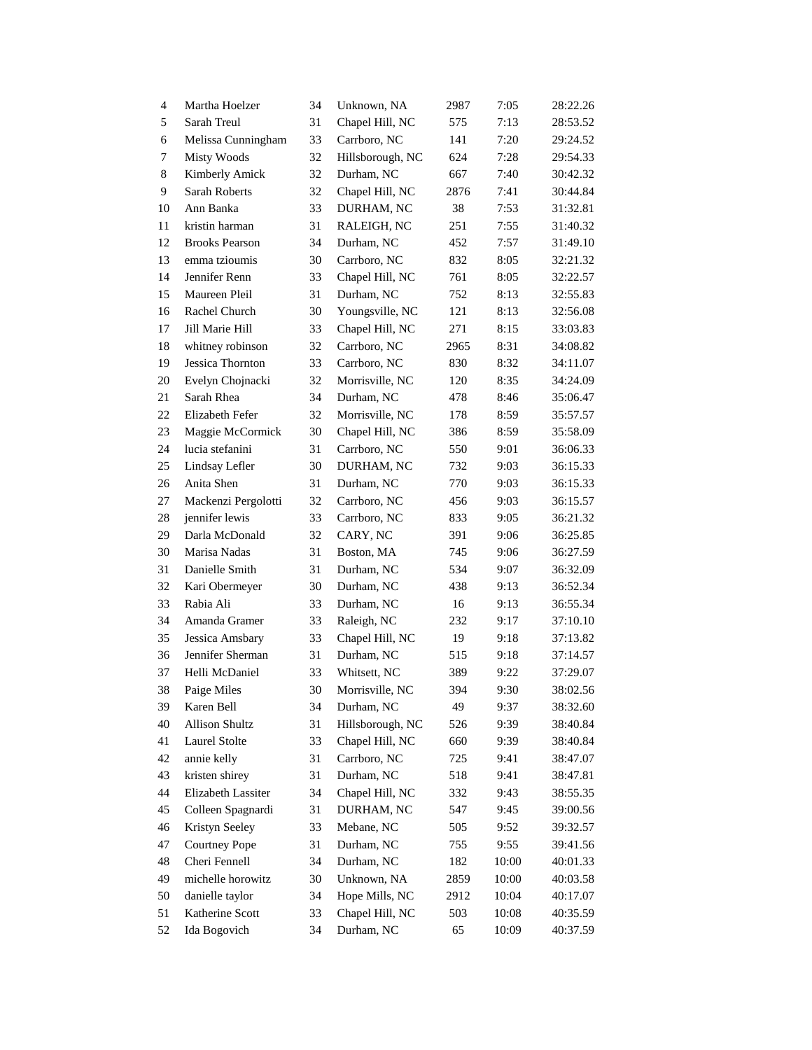| | | | | | | |
|---|---|---|---|---|---|---|
| 4 | Martha Hoelzer | 34 | Unknown, NA | 2987 | 7:05 | 28:22.26 |
| 5 | Sarah Treul | 31 | Chapel Hill, NC | 575 | 7:13 | 28:53.52 |
| 6 | Melissa Cunningham | 33 | Carrboro, NC | 141 | 7:20 | 29:24.52 |
| 7 | Misty Woods | 32 | Hillsborough, NC | 624 | 7:28 | 29:54.33 |
| 8 | Kimberly Amick | 32 | Durham, NC | 667 | 7:40 | 30:42.32 |
| 9 | Sarah Roberts | 32 | Chapel Hill, NC | 2876 | 7:41 | 30:44.84 |
| 10 | Ann Banka | 33 | DURHAM, NC | 38 | 7:53 | 31:32.81 |
| 11 | kristin harman | 31 | RALEIGH, NC | 251 | 7:55 | 31:40.32 |
| 12 | Brooks Pearson | 34 | Durham, NC | 452 | 7:57 | 31:49.10 |
| 13 | emma tzioumis | 30 | Carrboro, NC | 832 | 8:05 | 32:21.32 |
| 14 | Jennifer Renn | 33 | Chapel Hill, NC | 761 | 8:05 | 32:22.57 |
| 15 | Maureen Pleil | 31 | Durham, NC | 752 | 8:13 | 32:55.83 |
| 16 | Rachel Church | 30 | Youngsville, NC | 121 | 8:13 | 32:56.08 |
| 17 | Jill Marie Hill | 33 | Chapel Hill, NC | 271 | 8:15 | 33:03.83 |
| 18 | whitney robinson | 32 | Carrboro, NC | 2965 | 8:31 | 34:08.82 |
| 19 | Jessica Thornton | 33 | Carrboro, NC | 830 | 8:32 | 34:11.07 |
| 20 | Evelyn Chojnacki | 32 | Morrisville, NC | 120 | 8:35 | 34:24.09 |
| 21 | Sarah Rhea | 34 | Durham, NC | 478 | 8:46 | 35:06.47 |
| 22 | Elizabeth Fefer | 32 | Morrisville, NC | 178 | 8:59 | 35:57.57 |
| 23 | Maggie McCormick | 30 | Chapel Hill, NC | 386 | 8:59 | 35:58.09 |
| 24 | lucia stefanini | 31 | Carrboro, NC | 550 | 9:01 | 36:06.33 |
| 25 | Lindsay Lefler | 30 | DURHAM, NC | 732 | 9:03 | 36:15.33 |
| 26 | Anita Shen | 31 | Durham, NC | 770 | 9:03 | 36:15.33 |
| 27 | Mackenzi Pergolotti | 32 | Carrboro, NC | 456 | 9:03 | 36:15.57 |
| 28 | jennifer lewis | 33 | Carrboro, NC | 833 | 9:05 | 36:21.32 |
| 29 | Darla McDonald | 32 | CARY, NC | 391 | 9:06 | 36:25.85 |
| 30 | Marisa Nadas | 31 | Boston, MA | 745 | 9:06 | 36:27.59 |
| 31 | Danielle Smith | 31 | Durham, NC | 534 | 9:07 | 36:32.09 |
| 32 | Kari Obermeyer | 30 | Durham, NC | 438 | 9:13 | 36:52.34 |
| 33 | Rabia Ali | 33 | Durham, NC | 16 | 9:13 | 36:55.34 |
| 34 | Amanda Gramer | 33 | Raleigh, NC | 232 | 9:17 | 37:10.10 |
| 35 | Jessica Amsbary | 33 | Chapel Hill, NC | 19 | 9:18 | 37:13.82 |
| 36 | Jennifer Sherman | 31 | Durham, NC | 515 | 9:18 | 37:14.57 |
| 37 | Helli McDaniel | 33 | Whitsett, NC | 389 | 9:22 | 37:29.07 |
| 38 | Paige Miles | 30 | Morrisville, NC | 394 | 9:30 | 38:02.56 |
| 39 | Karen Bell | 34 | Durham, NC | 49 | 9:37 | 38:32.60 |
| 40 | Allison Shultz | 31 | Hillsborough, NC | 526 | 9:39 | 38:40.84 |
| 41 | Laurel Stolte | 33 | Chapel Hill, NC | 660 | 9:39 | 38:40.84 |
| 42 | annie kelly | 31 | Carrboro, NC | 725 | 9:41 | 38:47.07 |
| 43 | kristen shirey | 31 | Durham, NC | 518 | 9:41 | 38:47.81 |
| 44 | Elizabeth Lassiter | 34 | Chapel Hill, NC | 332 | 9:43 | 38:55.35 |
| 45 | Colleen Spagnardi | 31 | DURHAM, NC | 547 | 9:45 | 39:00.56 |
| 46 | Kristyn Seeley | 33 | Mebane, NC | 505 | 9:52 | 39:32.57 |
| 47 | Courtney Pope | 31 | Durham, NC | 755 | 9:55 | 39:41.56 |
| 48 | Cheri Fennell | 34 | Durham, NC | 182 | 10:00 | 40:01.33 |
| 49 | michelle horowitz | 30 | Unknown, NA | 2859 | 10:00 | 40:03.58 |
| 50 | danielle taylor | 34 | Hope Mills, NC | 2912 | 10:04 | 40:17.07 |
| 51 | Katherine Scott | 33 | Chapel Hill, NC | 503 | 10:08 | 40:35.59 |
| 52 | Ida Bogovich | 34 | Durham, NC | 65 | 10:09 | 40:37.59 |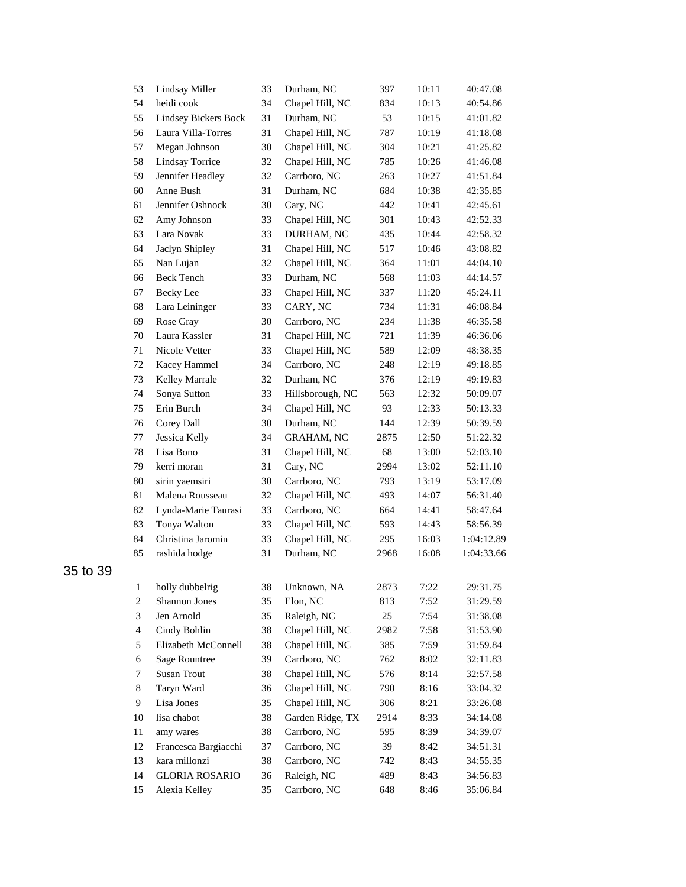| | | | | | | |
|---|---|---|---|---|---|---|
| 53 | Lindsay Miller | 33 | Durham, NC | 397 | 10:11 | 40:47.08 |
| 54 | heidi cook | 34 | Chapel Hill, NC | 834 | 10:13 | 40:54.86 |
| 55 | Lindsey Bickers Bock | 31 | Durham, NC | 53 | 10:15 | 41:01.82 |
| 56 | Laura Villa-Torres | 31 | Chapel Hill, NC | 787 | 10:19 | 41:18.08 |
| 57 | Megan Johnson | 30 | Chapel Hill, NC | 304 | 10:21 | 41:25.82 |
| 58 | Lindsay Torrice | 32 | Chapel Hill, NC | 785 | 10:26 | 41:46.08 |
| 59 | Jennifer Headley | 32 | Carrboro, NC | 263 | 10:27 | 41:51.84 |
| 60 | Anne Bush | 31 | Durham, NC | 684 | 10:38 | 42:35.85 |
| 61 | Jennifer Oshnock | 30 | Cary, NC | 442 | 10:41 | 42:45.61 |
| 62 | Amy Johnson | 33 | Chapel Hill, NC | 301 | 10:43 | 42:52.33 |
| 63 | Lara Novak | 33 | DURHAM, NC | 435 | 10:44 | 42:58.32 |
| 64 | Jaclyn Shipley | 31 | Chapel Hill, NC | 517 | 10:46 | 43:08.82 |
| 65 | Nan Lujan | 32 | Chapel Hill, NC | 364 | 11:01 | 44:04.10 |
| 66 | Beck Tench | 33 | Durham, NC | 568 | 11:03 | 44:14.57 |
| 67 | Becky Lee | 33 | Chapel Hill, NC | 337 | 11:20 | 45:24.11 |
| 68 | Lara Leininger | 33 | CARY, NC | 734 | 11:31 | 46:08.84 |
| 69 | Rose Gray | 30 | Carrboro, NC | 234 | 11:38 | 46:35.58 |
| 70 | Laura Kassler | 31 | Chapel Hill, NC | 721 | 11:39 | 46:36.06 |
| 71 | Nicole Vetter | 33 | Chapel Hill, NC | 589 | 12:09 | 48:38.35 |
| 72 | Kacey Hammel | 34 | Carrboro, NC | 248 | 12:19 | 49:18.85 |
| 73 | Kelley Marrale | 32 | Durham, NC | 376 | 12:19 | 49:19.83 |
| 74 | Sonya Sutton | 33 | Hillsborough, NC | 563 | 12:32 | 50:09.07 |
| 75 | Erin Burch | 34 | Chapel Hill, NC | 93 | 12:33 | 50:13.33 |
| 76 | Corey Dall | 30 | Durham, NC | 144 | 12:39 | 50:39.59 |
| 77 | Jessica Kelly | 34 | GRAHAM, NC | 2875 | 12:50 | 51:22.32 |
| 78 | Lisa Bono | 31 | Chapel Hill, NC | 68 | 13:00 | 52:03.10 |
| 79 | kerri moran | 31 | Cary, NC | 2994 | 13:02 | 52:11.10 |
| 80 | sirin yaemsiri | 30 | Carrboro, NC | 793 | 13:19 | 53:17.09 |
| 81 | Malena Rousseau | 32 | Chapel Hill, NC | 493 | 14:07 | 56:31.40 |
| 82 | Lynda-Marie Taurasi | 33 | Carrboro, NC | 664 | 14:41 | 58:47.64 |
| 83 | Tonya Walton | 33 | Chapel Hill, NC | 593 | 14:43 | 58:56.39 |
| 84 | Christina Jaromin | 33 | Chapel Hill, NC | 295 | 16:03 | 1:04:12.89 |
| 85 | rashida hodge | 31 | Durham, NC | 2968 | 16:08 | 1:04:33.66 |

## 35 to 39

| | | | | | | |
|---|---|---|---|---|---|---|
| 1 | holly dubbelrig | 38 | Unknown, NA | 2873 | 7:22 | 29:31.75 |
| 2 | Shannon Jones | 35 | Elon, NC | 813 | 7:52 | 31:29.59 |
| 3 | Jen Arnold | 35 | Raleigh, NC | 25 | 7:54 | 31:38.08 |
| 4 | Cindy Bohlin | 38 | Chapel Hill, NC | 2982 | 7:58 | 31:53.90 |
| 5 | Elizabeth McConnell | 38 | Chapel Hill, NC | 385 | 7:59 | 31:59.84 |
| 6 | Sage Rountree | 39 | Carrboro, NC | 762 | 8:02 | 32:11.83 |
| 7 | Susan Trout | 38 | Chapel Hill, NC | 576 | 8:14 | 32:57.58 |
| 8 | Taryn Ward | 36 | Chapel Hill, NC | 790 | 8:16 | 33:04.32 |
| 9 | Lisa Jones | 35 | Chapel Hill, NC | 306 | 8:21 | 33:26.08 |
| 10 | lisa chabot | 38 | Garden Ridge, TX | 2914 | 8:33 | 34:14.08 |
| 11 | amy wares | 38 | Carrboro, NC | 595 | 8:39 | 34:39.07 |
| 12 | Francesca Bargiacchi | 37 | Carrboro, NC | 39 | 8:42 | 34:51.31 |
| 13 | kara millonzi | 38 | Carrboro, NC | 742 | 8:43 | 34:55.35 |
| 14 | GLORIA ROSARIO | 36 | Raleigh, NC | 489 | 8:43 | 34:56.83 |
| 15 | Alexia Kelley | 35 | Carrboro, NC | 648 | 8:46 | 35:06.84 |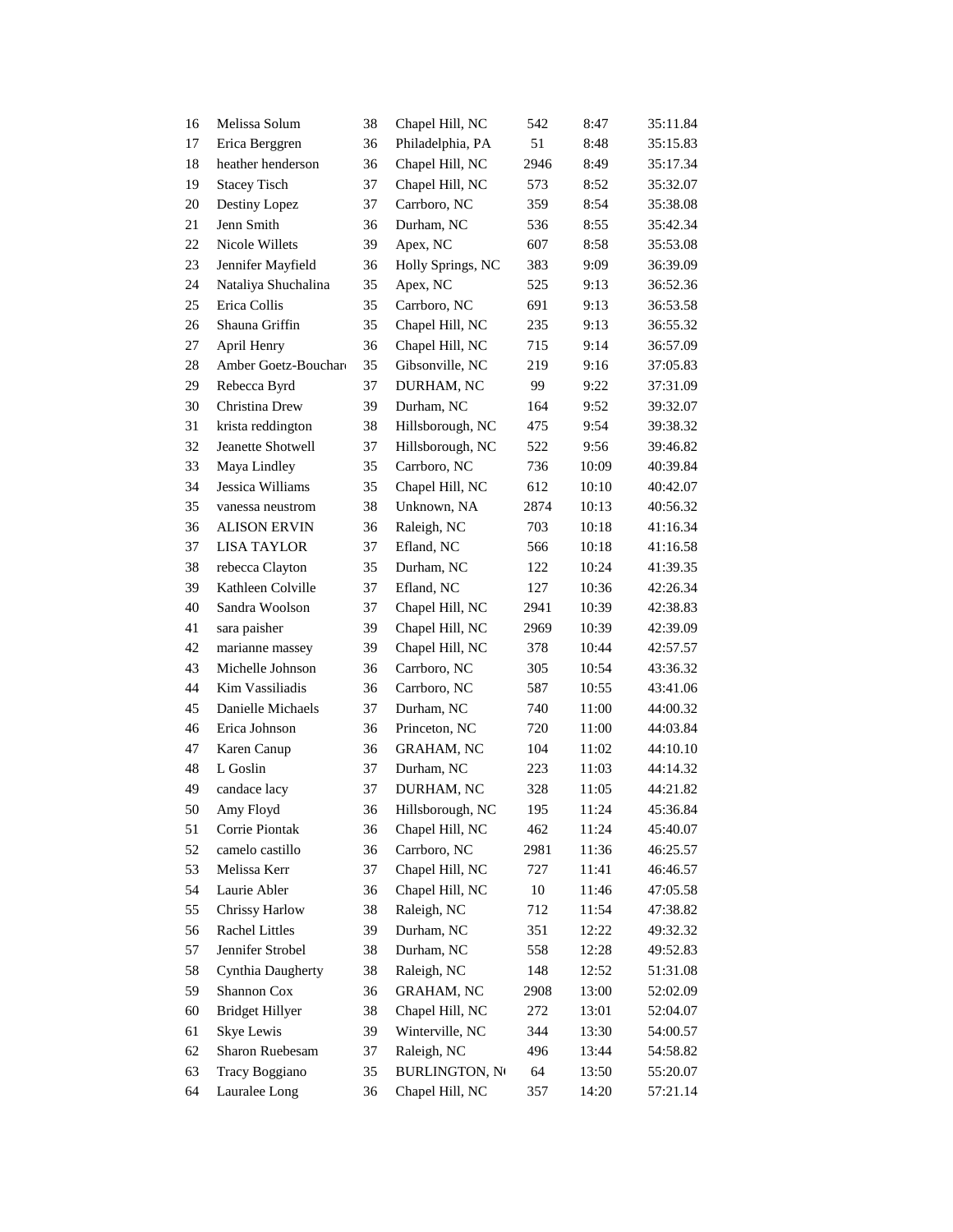| | | | | | | |
|---|---|---|---|---|---|---|
| 16 | Melissa Solum | 38 | Chapel Hill, NC | 542 | 8:47 | 35:11.84 |
| 17 | Erica Berggren | 36 | Philadelphia, PA | 51 | 8:48 | 35:15.83 |
| 18 | heather henderson | 36 | Chapel Hill, NC | 2946 | 8:49 | 35:17.34 |
| 19 | Stacey Tisch | 37 | Chapel Hill, NC | 573 | 8:52 | 35:32.07 |
| 20 | Destiny Lopez | 37 | Carrboro, NC | 359 | 8:54 | 35:38.08 |
| 21 | Jenn Smith | 36 | Durham, NC | 536 | 8:55 | 35:42.34 |
| 22 | Nicole Willets | 39 | Apex, NC | 607 | 8:58 | 35:53.08 |
| 23 | Jennifer Mayfield | 36 | Holly Springs, NC | 383 | 9:09 | 36:39.09 |
| 24 | Nataliya Shuchalina | 35 | Apex, NC | 525 | 9:13 | 36:52.36 |
| 25 | Erica Collis | 35 | Carrboro, NC | 691 | 9:13 | 36:53.58 |
| 26 | Shauna Griffin | 35 | Chapel Hill, NC | 235 | 9:13 | 36:55.32 |
| 27 | April Henry | 36 | Chapel Hill, NC | 715 | 9:14 | 36:57.09 |
| 28 | Amber Goetz-Bouchard | 35 | Gibsonville, NC | 219 | 9:16 | 37:05.83 |
| 29 | Rebecca Byrd | 37 | DURHAM, NC | 99 | 9:22 | 37:31.09 |
| 30 | Christina Drew | 39 | Durham, NC | 164 | 9:52 | 39:32.07 |
| 31 | krista reddington | 38 | Hillsborough, NC | 475 | 9:54 | 39:38.32 |
| 32 | Jeanette Shotwell | 37 | Hillsborough, NC | 522 | 9:56 | 39:46.82 |
| 33 | Maya Lindley | 35 | Carrboro, NC | 736 | 10:09 | 40:39.84 |
| 34 | Jessica Williams | 35 | Chapel Hill, NC | 612 | 10:10 | 40:42.07 |
| 35 | vanessa neustrom | 38 | Unknown, NA | 2874 | 10:13 | 40:56.32 |
| 36 | ALISON ERVIN | 36 | Raleigh, NC | 703 | 10:18 | 41:16.34 |
| 37 | LISA TAYLOR | 37 | Efland, NC | 566 | 10:18 | 41:16.58 |
| 38 | rebecca Clayton | 35 | Durham, NC | 122 | 10:24 | 41:39.35 |
| 39 | Kathleen Colville | 37 | Efland, NC | 127 | 10:36 | 42:26.34 |
| 40 | Sandra Woolson | 37 | Chapel Hill, NC | 2941 | 10:39 | 42:38.83 |
| 41 | sara paisher | 39 | Chapel Hill, NC | 2969 | 10:39 | 42:39.09 |
| 42 | marianne massey | 39 | Chapel Hill, NC | 378 | 10:44 | 42:57.57 |
| 43 | Michelle Johnson | 36 | Carrboro, NC | 305 | 10:54 | 43:36.32 |
| 44 | Kim Vassiliadis | 36 | Carrboro, NC | 587 | 10:55 | 43:41.06 |
| 45 | Danielle Michaels | 37 | Durham, NC | 740 | 11:00 | 44:00.32 |
| 46 | Erica Johnson | 36 | Princeton, NC | 720 | 11:00 | 44:03.84 |
| 47 | Karen Canup | 36 | GRAHAM, NC | 104 | 11:02 | 44:10.10 |
| 48 | L Goslin | 37 | Durham, NC | 223 | 11:03 | 44:14.32 |
| 49 | candace lacy | 37 | DURHAM, NC | 328 | 11:05 | 44:21.82 |
| 50 | Amy Floyd | 36 | Hillsborough, NC | 195 | 11:24 | 45:36.84 |
| 51 | Corrie Piontak | 36 | Chapel Hill, NC | 462 | 11:24 | 45:40.07 |
| 52 | camelo castillo | 36 | Carrboro, NC | 2981 | 11:36 | 46:25.57 |
| 53 | Melissa Kerr | 37 | Chapel Hill, NC | 727 | 11:41 | 46:46.57 |
| 54 | Laurie Abler | 36 | Chapel Hill, NC | 10 | 11:46 | 47:05.58 |
| 55 | Chrissy Harlow | 38 | Raleigh, NC | 712 | 11:54 | 47:38.82 |
| 56 | Rachel Littles | 39 | Durham, NC | 351 | 12:22 | 49:32.32 |
| 57 | Jennifer Strobel | 38 | Durham, NC | 558 | 12:28 | 49:52.83 |
| 58 | Cynthia Daugherty | 38 | Raleigh, NC | 148 | 12:52 | 51:31.08 |
| 59 | Shannon Cox | 36 | GRAHAM, NC | 2908 | 13:00 | 52:02.09 |
| 60 | Bridget Hillyer | 38 | Chapel Hill, NC | 272 | 13:01 | 52:04.07 |
| 61 | Skye Lewis | 39 | Winterville, NC | 344 | 13:30 | 54:00.57 |
| 62 | Sharon Ruebesam | 37 | Raleigh, NC | 496 | 13:44 | 54:58.82 |
| 63 | Tracy Boggiano | 35 | BURLINGTON, NC | 64 | 13:50 | 55:20.07 |
| 64 | Lauralee Long | 36 | Chapel Hill, NC | 357 | 14:20 | 57:21.14 |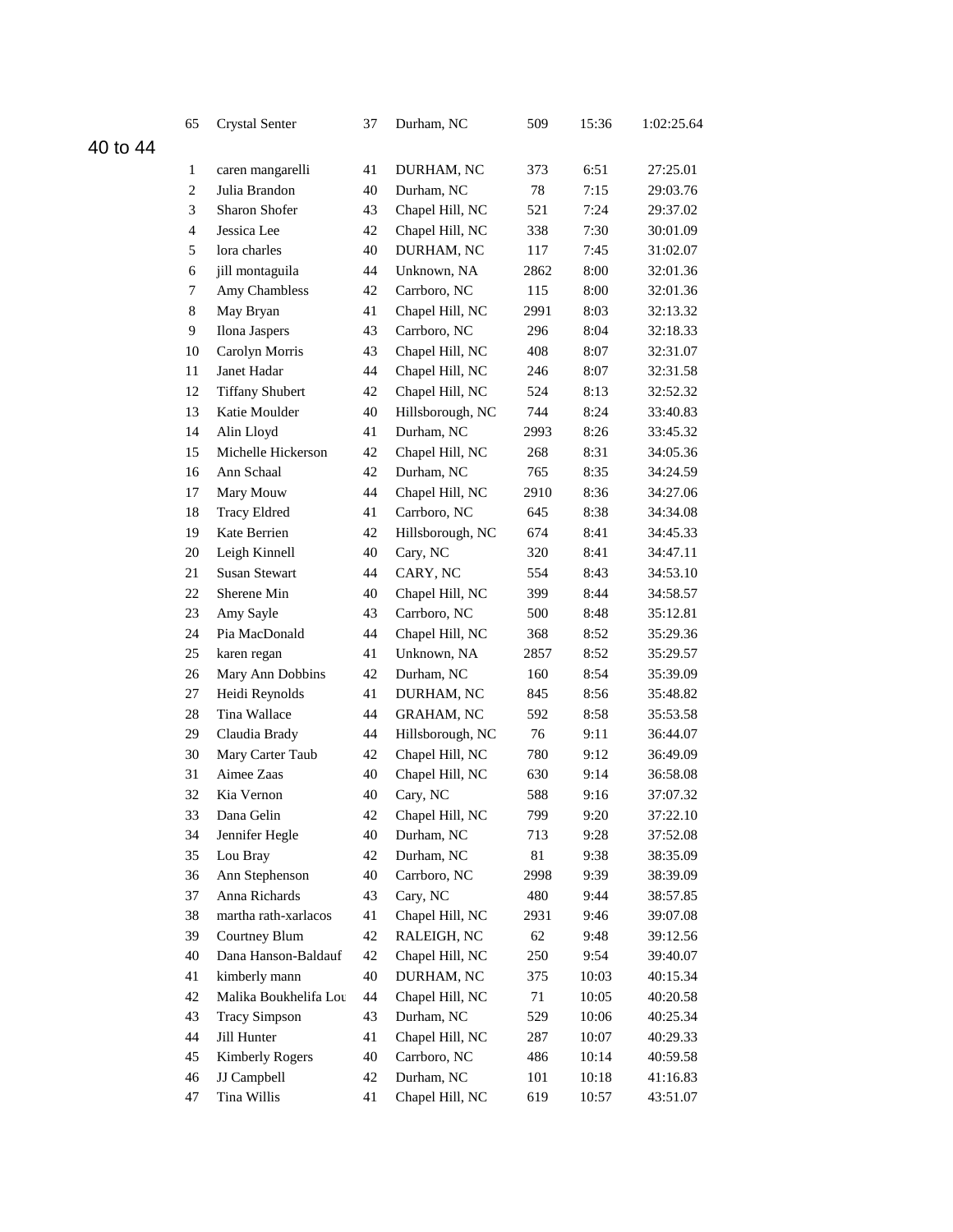| 65 | Crystal Senter | 37 | Durham, NC | 509 | 15:36 | 1:02:25.64 |
|---|---|---|---|---|---|---|

## 40 to 44

| | | | | | | |
|---|---|---|---|---|---|---|
| 1 | caren mangarelli | 41 | DURHAM, NC | 373 | 6:51 | 27:25.01 |
| 2 | Julia Brandon | 40 | Durham, NC | 78 | 7:15 | 29:03.76 |
| 3 | Sharon Shofer | 43 | Chapel Hill, NC | 521 | 7:24 | 29:37.02 |
| 4 | Jessica Lee | 42 | Chapel Hill, NC | 338 | 7:30 | 30:01.09 |
| 5 | lora charles | 40 | DURHAM, NC | 117 | 7:45 | 31:02.07 |
| 6 | jill montaguila | 44 | Unknown, NA | 2862 | 8:00 | 32:01.36 |
| 7 | Amy Chambless | 42 | Carrboro, NC | 115 | 8:00 | 32:01.36 |
| 8 | May Bryan | 41 | Chapel Hill, NC | 2991 | 8:03 | 32:13.32 |
| 9 | Ilona Jaspers | 43 | Carrboro, NC | 296 | 8:04 | 32:18.33 |
| 10 | Carolyn Morris | 43 | Chapel Hill, NC | 408 | 8:07 | 32:31.07 |
| 11 | Janet Hadar | 44 | Chapel Hill, NC | 246 | 8:07 | 32:31.58 |
| 12 | Tiffany Shubert | 42 | Chapel Hill, NC | 524 | 8:13 | 32:52.32 |
| 13 | Katie Moulder | 40 | Hillsborough, NC | 744 | 8:24 | 33:40.83 |
| 14 | Alin Lloyd | 41 | Durham, NC | 2993 | 8:26 | 33:45.32 |
| 15 | Michelle Hickerson | 42 | Chapel Hill, NC | 268 | 8:31 | 34:05.36 |
| 16 | Ann Schaal | 42 | Durham, NC | 765 | 8:35 | 34:24.59 |
| 17 | Mary Mouw | 44 | Chapel Hill, NC | 2910 | 8:36 | 34:27.06 |
| 18 | Tracy Eldred | 41 | Carrboro, NC | 645 | 8:38 | 34:34.08 |
| 19 | Kate Berrien | 42 | Hillsborough, NC | 674 | 8:41 | 34:45.33 |
| 20 | Leigh Kinnell | 40 | Cary, NC | 320 | 8:41 | 34:47.11 |
| 21 | Susan Stewart | 44 | CARY, NC | 554 | 8:43 | 34:53.10 |
| 22 | Sherene Min | 40 | Chapel Hill, NC | 399 | 8:44 | 34:58.57 |
| 23 | Amy Sayle | 43 | Carrboro, NC | 500 | 8:48 | 35:12.81 |
| 24 | Pia MacDonald | 44 | Chapel Hill, NC | 368 | 8:52 | 35:29.36 |
| 25 | karen regan | 41 | Unknown, NA | 2857 | 8:52 | 35:29.57 |
| 26 | Mary Ann Dobbins | 42 | Durham, NC | 160 | 8:54 | 35:39.09 |
| 27 | Heidi Reynolds | 41 | DURHAM, NC | 845 | 8:56 | 35:48.82 |
| 28 | Tina Wallace | 44 | GRAHAM, NC | 592 | 8:58 | 35:53.58 |
| 29 | Claudia Brady | 44 | Hillsborough, NC | 76 | 9:11 | 36:44.07 |
| 30 | Mary Carter Taub | 42 | Chapel Hill, NC | 780 | 9:12 | 36:49.09 |
| 31 | Aimee Zaas | 40 | Chapel Hill, NC | 630 | 9:14 | 36:58.08 |
| 32 | Kia Vernon | 40 | Cary, NC | 588 | 9:16 | 37:07.32 |
| 33 | Dana Gelin | 42 | Chapel Hill, NC | 799 | 9:20 | 37:22.10 |
| 34 | Jennifer Hegle | 40 | Durham, NC | 713 | 9:28 | 37:52.08 |
| 35 | Lou Bray | 42 | Durham, NC | 81 | 9:38 | 38:35.09 |
| 36 | Ann Stephenson | 40 | Carrboro, NC | 2998 | 9:39 | 38:39.09 |
| 37 | Anna Richards | 43 | Cary, NC | 480 | 9:44 | 38:57.85 |
| 38 | martha rath-xarlacos | 41 | Chapel Hill, NC | 2931 | 9:46 | 39:07.08 |
| 39 | Courtney Blum | 42 | RALEIGH, NC | 62 | 9:48 | 39:12.56 |
| 40 | Dana Hanson-Baldauf | 42 | Chapel Hill, NC | 250 | 9:54 | 39:40.07 |
| 41 | kimberly mann | 40 | DURHAM, NC | 375 | 10:03 | 40:15.34 |
| 42 | Malika Boukhelifa Lou | 44 | Chapel Hill, NC | 71 | 10:05 | 40:20.58 |
| 43 | Tracy Simpson | 43 | Durham, NC | 529 | 10:06 | 40:25.34 |
| 44 | Jill Hunter | 41 | Chapel Hill, NC | 287 | 10:07 | 40:29.33 |
| 45 | Kimberly Rogers | 40 | Carrboro, NC | 486 | 10:14 | 40:59.58 |
| 46 | JJ Campbell | 42 | Durham, NC | 101 | 10:18 | 41:16.83 |
| 47 | Tina Willis | 41 | Chapel Hill, NC | 619 | 10:57 | 43:51.07 |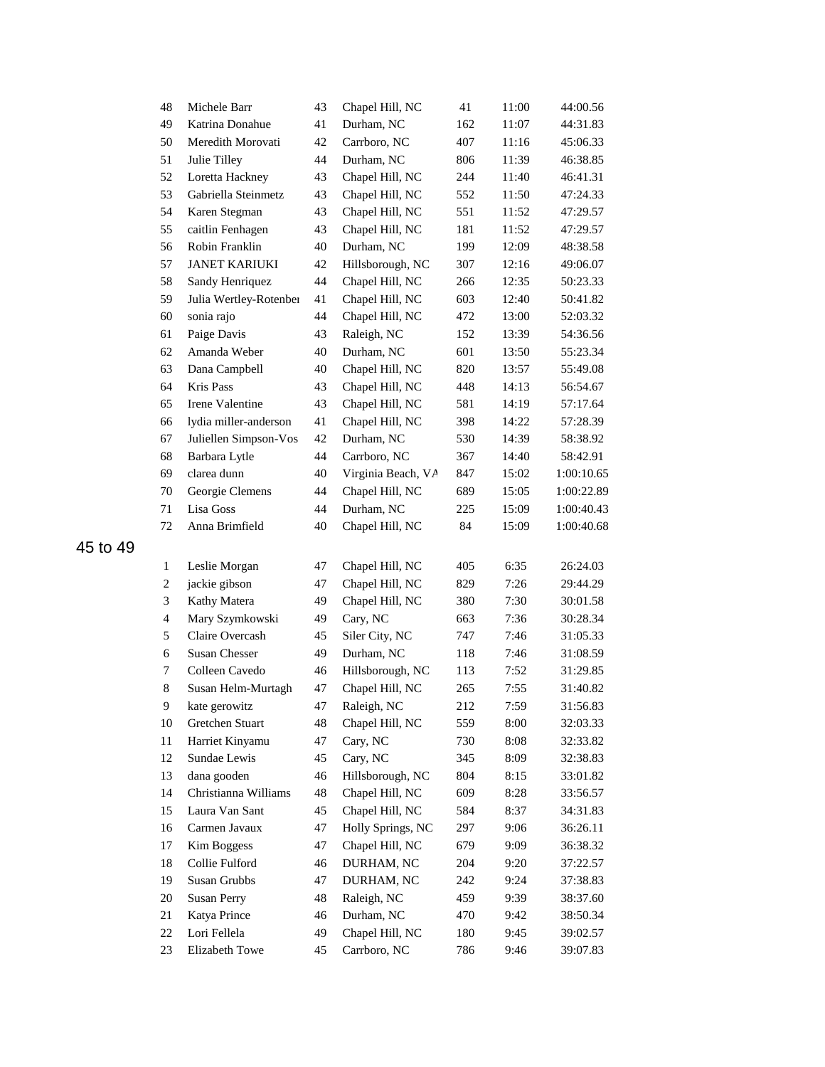| | | | | | | |
|---|---|---|---|---|---|---|
| 48 | Michele Barr | 43 | Chapel Hill, NC | 41 | 11:00 | 44:00.56 |
| 49 | Katrina Donahue | 41 | Durham, NC | 162 | 11:07 | 44:31.83 |
| 50 | Meredith Morovati | 42 | Carrboro, NC | 407 | 11:16 | 45:06.33 |
| 51 | Julie Tilley | 44 | Durham, NC | 806 | 11:39 | 46:38.85 |
| 52 | Loretta Hackney | 43 | Chapel Hill, NC | 244 | 11:40 | 46:41.31 |
| 53 | Gabriella Steinmetz | 43 | Chapel Hill, NC | 552 | 11:50 | 47:24.33 |
| 54 | Karen Stegman | 43 | Chapel Hill, NC | 551 | 11:52 | 47:29.57 |
| 55 | caitlin Fenhagen | 43 | Chapel Hill, NC | 181 | 11:52 | 47:29.57 |
| 56 | Robin Franklin | 40 | Durham, NC | 199 | 12:09 | 48:38.58 |
| 57 | JANET KARIUKI | 42 | Hillsborough, NC | 307 | 12:16 | 49:06.07 |
| 58 | Sandy Henriquez | 44 | Chapel Hill, NC | 266 | 12:35 | 50:23.33 |
| 59 | Julia Wertley-Rotenber | 41 | Chapel Hill, NC | 603 | 12:40 | 50:41.82 |
| 60 | sonia rajo | 44 | Chapel Hill, NC | 472 | 13:00 | 52:03.32 |
| 61 | Paige Davis | 43 | Raleigh, NC | 152 | 13:39 | 54:36.56 |
| 62 | Amanda Weber | 40 | Durham, NC | 601 | 13:50 | 55:23.34 |
| 63 | Dana Campbell | 40 | Chapel Hill, NC | 820 | 13:57 | 55:49.08 |
| 64 | Kris Pass | 43 | Chapel Hill, NC | 448 | 14:13 | 56:54.67 |
| 65 | Irene Valentine | 43 | Chapel Hill, NC | 581 | 14:19 | 57:17.64 |
| 66 | lydia miller-anderson | 41 | Chapel Hill, NC | 398 | 14:22 | 57:28.39 |
| 67 | Juliellen Simpson-Vos | 42 | Durham, NC | 530 | 14:39 | 58:38.92 |
| 68 | Barbara Lytle | 44 | Carrboro, NC | 367 | 14:40 | 58:42.91 |
| 69 | clarea dunn | 40 | Virginia Beach, VA | 847 | 15:02 | 1:00:10.65 |
| 70 | Georgie Clemens | 44 | Chapel Hill, NC | 689 | 15:05 | 1:00:22.89 |
| 71 | Lisa Goss | 44 | Durham, NC | 225 | 15:09 | 1:00:40.43 |
| 72 | Anna Brimfield | 40 | Chapel Hill, NC | 84 | 15:09 | 1:00:40.68 |

## 45 to 49

| | | | | | | |
|---|---|---|---|---|---|---|
| 1 | Leslie Morgan | 47 | Chapel Hill, NC | 405 | 6:35 | 26:24.03 |
| 2 | jackie gibson | 47 | Chapel Hill, NC | 829 | 7:26 | 29:44.29 |
| 3 | Kathy Matera | 49 | Chapel Hill, NC | 380 | 7:30 | 30:01.58 |
| 4 | Mary Szymkowski | 49 | Cary, NC | 663 | 7:36 | 30:28.34 |
| 5 | Claire Overcash | 45 | Siler City, NC | 747 | 7:46 | 31:05.33 |
| 6 | Susan Chesser | 49 | Durham, NC | 118 | 7:46 | 31:08.59 |
| 7 | Colleen Cavedo | 46 | Hillsborough, NC | 113 | 7:52 | 31:29.85 |
| 8 | Susan Helm-Murtagh | 47 | Chapel Hill, NC | 265 | 7:55 | 31:40.82 |
| 9 | kate gerowitz | 47 | Raleigh, NC | 212 | 7:59 | 31:56.83 |
| 10 | Gretchen Stuart | 48 | Chapel Hill, NC | 559 | 8:00 | 32:03.33 |
| 11 | Harriet Kinyamu | 47 | Cary, NC | 730 | 8:08 | 32:33.82 |
| 12 | Sundae Lewis | 45 | Cary, NC | 345 | 8:09 | 32:38.83 |
| 13 | dana gooden | 46 | Hillsborough, NC | 804 | 8:15 | 33:01.82 |
| 14 | Christianna Williams | 48 | Chapel Hill, NC | 609 | 8:28 | 33:56.57 |
| 15 | Laura Van Sant | 45 | Chapel Hill, NC | 584 | 8:37 | 34:31.83 |
| 16 | Carmen Javaux | 47 | Holly Springs, NC | 297 | 9:06 | 36:26.11 |
| 17 | Kim Boggess | 47 | Chapel Hill, NC | 679 | 9:09 | 36:38.32 |
| 18 | Collie Fulford | 46 | DURHAM, NC | 204 | 9:20 | 37:22.57 |
| 19 | Susan Grubbs | 47 | DURHAM, NC | 242 | 9:24 | 37:38.83 |
| 20 | Susan Perry | 48 | Raleigh, NC | 459 | 9:39 | 38:37.60 |
| 21 | Katya Prince | 46 | Durham, NC | 470 | 9:42 | 38:50.34 |
| 22 | Lori Fellela | 49 | Chapel Hill, NC | 180 | 9:45 | 39:02.57 |
| 23 | Elizabeth Towe | 45 | Carrboro, NC | 786 | 9:46 | 39:07.83 |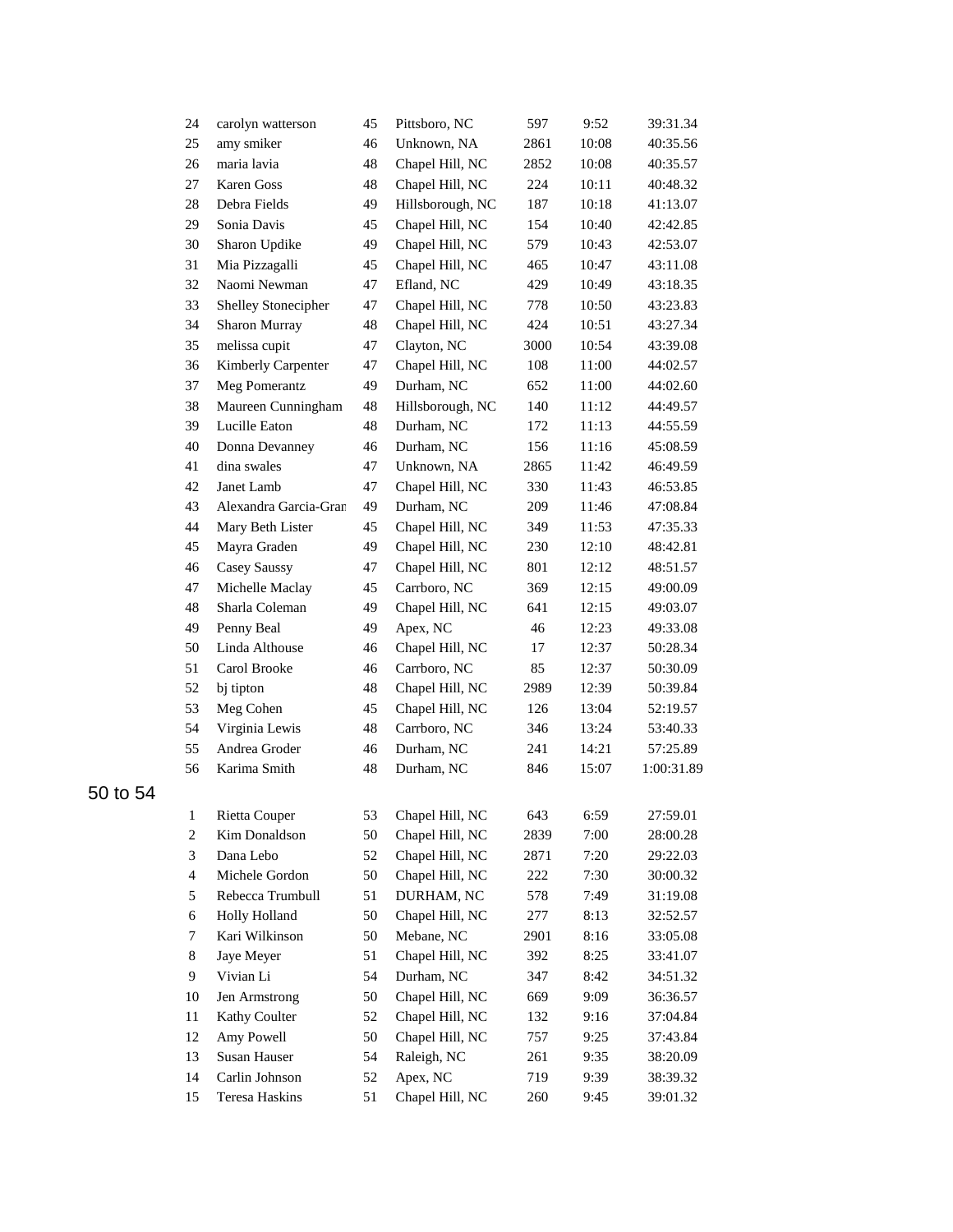| | | | | | | |
|---|---|---|---|---|---|---|
| 24 | carolyn watterson | 45 | Pittsboro, NC | 597 | 9:52 | 39:31.34 |
| 25 | amy smiker | 46 | Unknown, NA | 2861 | 10:08 | 40:35.56 |
| 26 | maria lavia | 48 | Chapel Hill, NC | 2852 | 10:08 | 40:35.57 |
| 27 | Karen Goss | 48 | Chapel Hill, NC | 224 | 10:11 | 40:48.32 |
| 28 | Debra Fields | 49 | Hillsborough, NC | 187 | 10:18 | 41:13.07 |
| 29 | Sonia Davis | 45 | Chapel Hill, NC | 154 | 10:40 | 42:42.85 |
| 30 | Sharon Updike | 49 | Chapel Hill, NC | 579 | 10:43 | 42:53.07 |
| 31 | Mia Pizzagalli | 45 | Chapel Hill, NC | 465 | 10:47 | 43:11.08 |
| 32 | Naomi Newman | 47 | Efland, NC | 429 | 10:49 | 43:18.35 |
| 33 | Shelley Stonecipher | 47 | Chapel Hill, NC | 778 | 10:50 | 43:23.83 |
| 34 | Sharon Murray | 48 | Chapel Hill, NC | 424 | 10:51 | 43:27.34 |
| 35 | melissa cupit | 47 | Clayton, NC | 3000 | 10:54 | 43:39.08 |
| 36 | Kimberly Carpenter | 47 | Chapel Hill, NC | 108 | 11:00 | 44:02.57 |
| 37 | Meg Pomerantz | 49 | Durham, NC | 652 | 11:00 | 44:02.60 |
| 38 | Maureen Cunningham | 48 | Hillsborough, NC | 140 | 11:12 | 44:49.57 |
| 39 | Lucille Eaton | 48 | Durham, NC | 172 | 11:13 | 44:55.59 |
| 40 | Donna Devanney | 46 | Durham, NC | 156 | 11:16 | 45:08.59 |
| 41 | dina swales | 47 | Unknown, NA | 2865 | 11:42 | 46:49.59 |
| 42 | Janet Lamb | 47 | Chapel Hill, NC | 330 | 11:43 | 46:53.85 |
| 43 | Alexandra Garcia-Gran | 49 | Durham, NC | 209 | 11:46 | 47:08.84 |
| 44 | Mary Beth Lister | 45 | Chapel Hill, NC | 349 | 11:53 | 47:35.33 |
| 45 | Mayra Graden | 49 | Chapel Hill, NC | 230 | 12:10 | 48:42.81 |
| 46 | Casey Saussy | 47 | Chapel Hill, NC | 801 | 12:12 | 48:51.57 |
| 47 | Michelle Maclay | 45 | Carrboro, NC | 369 | 12:15 | 49:00.09 |
| 48 | Sharla Coleman | 49 | Chapel Hill, NC | 641 | 12:15 | 49:03.07 |
| 49 | Penny Beal | 49 | Apex, NC | 46 | 12:23 | 49:33.08 |
| 50 | Linda Althouse | 46 | Chapel Hill, NC | 17 | 12:37 | 50:28.34 |
| 51 | Carol Brooke | 46 | Carrboro, NC | 85 | 12:37 | 50:30.09 |
| 52 | bj tipton | 48 | Chapel Hill, NC | 2989 | 12:39 | 50:39.84 |
| 53 | Meg Cohen | 45 | Chapel Hill, NC | 126 | 13:04 | 52:19.57 |
| 54 | Virginia Lewis | 48 | Carrboro, NC | 346 | 13:24 | 53:40.33 |
| 55 | Andrea Groder | 46 | Durham, NC | 241 | 14:21 | 57:25.89 |
| 56 | Karima Smith | 48 | Durham, NC | 846 | 15:07 | 1:00:31.89 |

## 50 to 54

| | | | | | | |
|---|---|---|---|---|---|---|
| 1 | Rietta Couper | 53 | Chapel Hill, NC | 643 | 6:59 | 27:59.01 |
| 2 | Kim Donaldson | 50 | Chapel Hill, NC | 2839 | 7:00 | 28:00.28 |
| 3 | Dana Lebo | 52 | Chapel Hill, NC | 2871 | 7:20 | 29:22.03 |
| 4 | Michele Gordon | 50 | Chapel Hill, NC | 222 | 7:30 | 30:00.32 |
| 5 | Rebecca Trumbull | 51 | DURHAM, NC | 578 | 7:49 | 31:19.08 |
| 6 | Holly Holland | 50 | Chapel Hill, NC | 277 | 8:13 | 32:52.57 |
| 7 | Kari Wilkinson | 50 | Mebane, NC | 2901 | 8:16 | 33:05.08 |
| 8 | Jaye Meyer | 51 | Chapel Hill, NC | 392 | 8:25 | 33:41.07 |
| 9 | Vivian Li | 54 | Durham, NC | 347 | 8:42 | 34:51.32 |
| 10 | Jen Armstrong | 50 | Chapel Hill, NC | 669 | 9:09 | 36:36.57 |
| 11 | Kathy Coulter | 52 | Chapel Hill, NC | 132 | 9:16 | 37:04.84 |
| 12 | Amy Powell | 50 | Chapel Hill, NC | 757 | 9:25 | 37:43.84 |
| 13 | Susan Hauser | 54 | Raleigh, NC | 261 | 9:35 | 38:20.09 |
| 14 | Carlin Johnson | 52 | Apex, NC | 719 | 9:39 | 38:39.32 |
| 15 | Teresa Haskins | 51 | Chapel Hill, NC | 260 | 9:45 | 39:01.32 |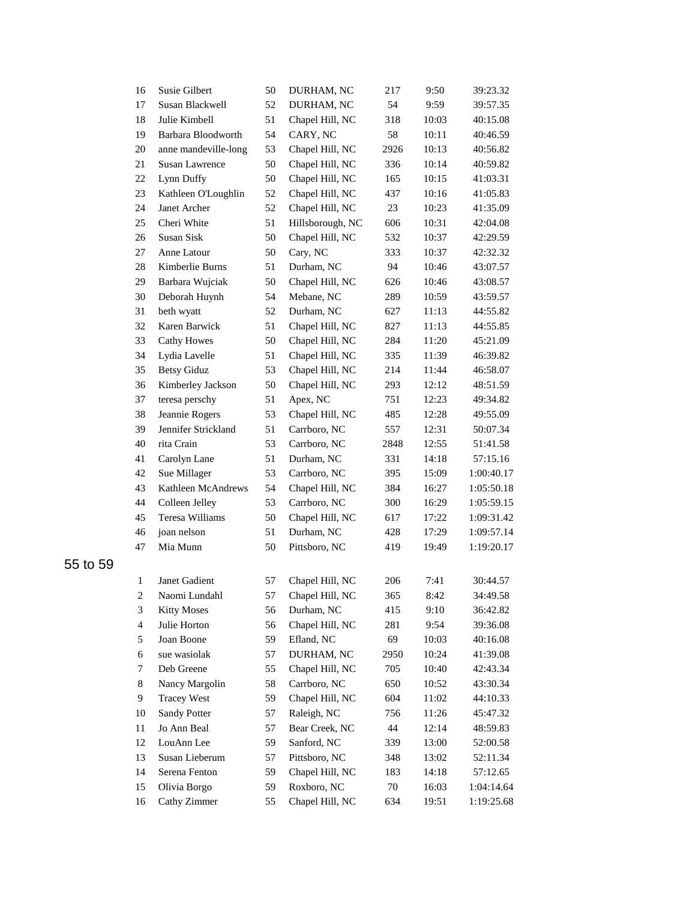| | | | | | | |
|---|---|---|---|---|---|---|
| 16 | Susie Gilbert | 50 | DURHAM, NC | 217 | 9:50 | 39:23.32 |
| 17 | Susan Blackwell | 52 | DURHAM, NC | 54 | 9:59 | 39:57.35 |
| 18 | Julie Kimbell | 51 | Chapel Hill, NC | 318 | 10:03 | 40:15.08 |
| 19 | Barbara Bloodworth | 54 | CARY, NC | 58 | 10:11 | 40:46.59 |
| 20 | anne mandeville-long | 53 | Chapel Hill, NC | 2926 | 10:13 | 40:56.82 |
| 21 | Susan Lawrence | 50 | Chapel Hill, NC | 336 | 10:14 | 40:59.82 |
| 22 | Lynn Duffy | 50 | Chapel Hill, NC | 165 | 10:15 | 41:03.31 |
| 23 | Kathleen O'Loughlin | 52 | Chapel Hill, NC | 437 | 10:16 | 41:05.83 |
| 24 | Janet Archer | 52 | Chapel Hill, NC | 23 | 10:23 | 41:35.09 |
| 25 | Cheri White | 51 | Hillsborough, NC | 606 | 10:31 | 42:04.08 |
| 26 | Susan Sisk | 50 | Chapel Hill, NC | 532 | 10:37 | 42:29.59 |
| 27 | Anne Latour | 50 | Cary, NC | 333 | 10:37 | 42:32.32 |
| 28 | Kimberlie Burns | 51 | Durham, NC | 94 | 10:46 | 43:07.57 |
| 29 | Barbara Wujciak | 50 | Chapel Hill, NC | 626 | 10:46 | 43:08.57 |
| 30 | Deborah Huynh | 54 | Mebane, NC | 289 | 10:59 | 43:59.57 |
| 31 | beth wyatt | 52 | Durham, NC | 627 | 11:13 | 44:55.82 |
| 32 | Karen Barwick | 51 | Chapel Hill, NC | 827 | 11:13 | 44:55.85 |
| 33 | Cathy Howes | 50 | Chapel Hill, NC | 284 | 11:20 | 45:21.09 |
| 34 | Lydia Lavelle | 51 | Chapel Hill, NC | 335 | 11:39 | 46:39.82 |
| 35 | Betsy Giduz | 53 | Chapel Hill, NC | 214 | 11:44 | 46:58.07 |
| 36 | Kimberley Jackson | 50 | Chapel Hill, NC | 293 | 12:12 | 48:51.59 |
| 37 | teresa perschy | 51 | Apex, NC | 751 | 12:23 | 49:34.82 |
| 38 | Jeannie Rogers | 53 | Chapel Hill, NC | 485 | 12:28 | 49:55.09 |
| 39 | Jennifer Strickland | 51 | Carrboro, NC | 557 | 12:31 | 50:07.34 |
| 40 | rita Crain | 53 | Carrboro, NC | 2848 | 12:55 | 51:41.58 |
| 41 | Carolyn Lane | 51 | Durham, NC | 331 | 14:18 | 57:15.16 |
| 42 | Sue Millager | 53 | Carrboro, NC | 395 | 15:09 | 1:00:40.17 |
| 43 | Kathleen McAndrews | 54 | Chapel Hill, NC | 384 | 16:27 | 1:05:50.18 |
| 44 | Colleen Jelley | 53 | Carrboro, NC | 300 | 16:29 | 1:05:59.15 |
| 45 | Teresa Williams | 50 | Chapel Hill, NC | 617 | 17:22 | 1:09:31.42 |
| 46 | joan nelson | 51 | Durham, NC | 428 | 17:29 | 1:09:57.14 |
| 47 | Mia Munn | 50 | Pittsboro, NC | 419 | 19:49 | 1:19:20.17 |

## 55 to 59

| | | | | | | |
|---|---|---|---|---|---|---|
| 1 | Janet Gadient | 57 | Chapel Hill, NC | 206 | 7:41 | 30:44.57 |
| 2 | Naomi Lundahl | 57 | Chapel Hill, NC | 365 | 8:42 | 34:49.58 |
| 3 | Kitty Moses | 56 | Durham, NC | 415 | 9:10 | 36:42.82 |
| 4 | Julie Horton | 56 | Chapel Hill, NC | 281 | 9:54 | 39:36.08 |
| 5 | Joan Boone | 59 | Efland, NC | 69 | 10:03 | 40:16.08 |
| 6 | sue wasiolak | 57 | DURHAM, NC | 2950 | 10:24 | 41:39.08 |
| 7 | Deb Greene | 55 | Chapel Hill, NC | 705 | 10:40 | 42:43.34 |
| 8 | Nancy Margolin | 58 | Carrboro, NC | 650 | 10:52 | 43:30.34 |
| 9 | Tracey West | 59 | Chapel Hill, NC | 604 | 11:02 | 44:10.33 |
| 10 | Sandy Potter | 57 | Raleigh, NC | 756 | 11:26 | 45:47.32 |
| 11 | Jo Ann Beal | 57 | Bear Creek, NC | 44 | 12:14 | 48:59.83 |
| 12 | LouAnn Lee | 59 | Sanford, NC | 339 | 13:00 | 52:00.58 |
| 13 | Susan Lieberum | 57 | Pittsboro, NC | 348 | 13:02 | 52:11.34 |
| 14 | Serena Fenton | 59 | Chapel Hill, NC | 183 | 14:18 | 57:12.65 |
| 15 | Olivia Borgo | 59 | Roxboro, NC | 70 | 16:03 | 1:04:14.64 |
| 16 | Cathy Zimmer | 55 | Chapel Hill, NC | 634 | 19:51 | 1:19:25.68 |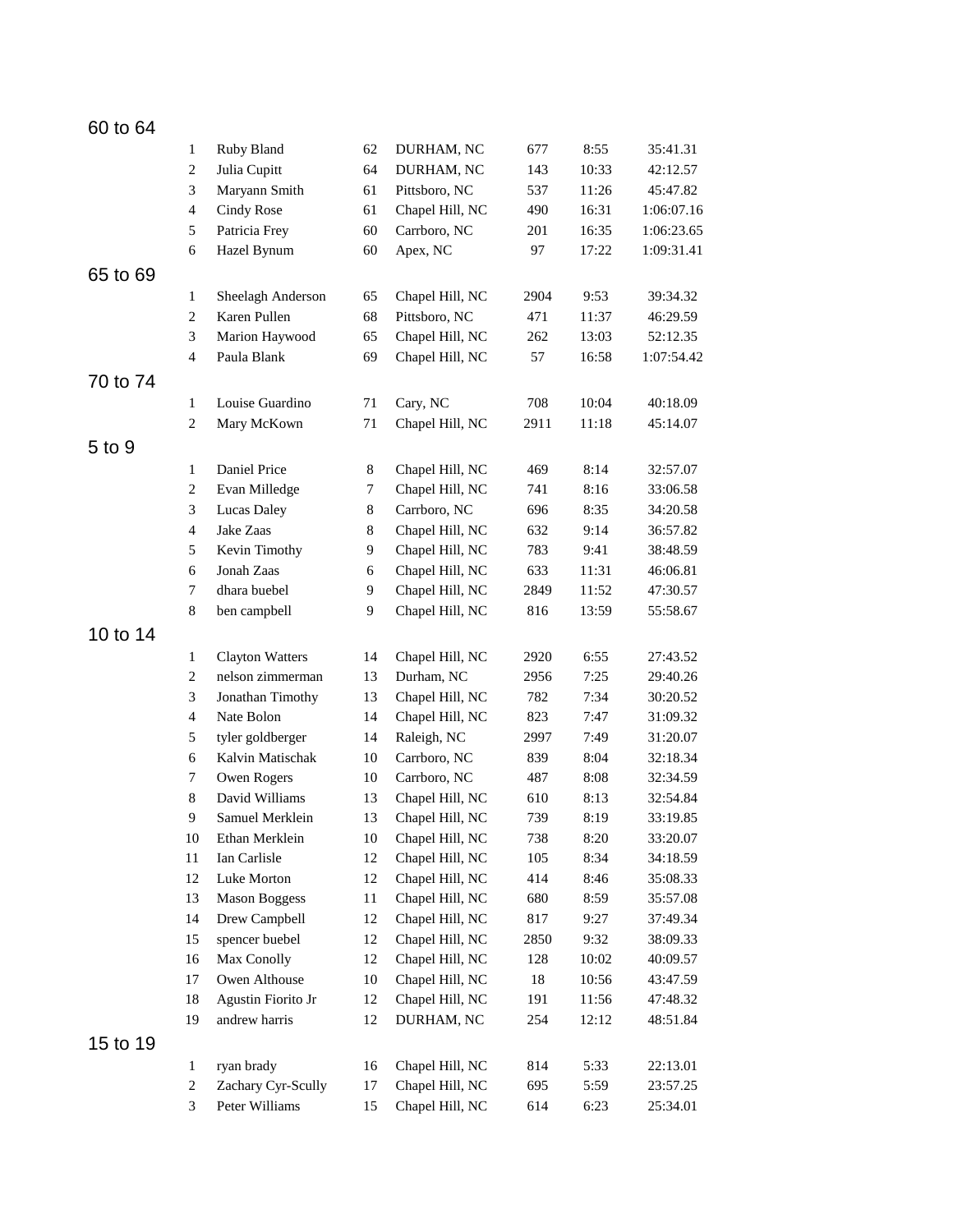## 60 to 64

| | | | | | | |
|---|---|---|---|---|---|---|
| 1 | Ruby Bland | 62 | DURHAM, NC | 677 | 8:55 | 35:41.31 |
| 2 | Julia Cupitt | 64 | DURHAM, NC | 143 | 10:33 | 42:12.57 |
| 3 | Maryann Smith | 61 | Pittsboro, NC | 537 | 11:26 | 45:47.82 |
| 4 | Cindy Rose | 61 | Chapel Hill, NC | 490 | 16:31 | 1:06:07.16 |
| 5 | Patricia Frey | 60 | Carrboro, NC | 201 | 16:35 | 1:06:23.65 |
| 6 | Hazel Bynum | 60 | Apex, NC | 97 | 17:22 | 1:09:31.41 |

## 65 to 69

| | | | | | | |
|---|---|---|---|---|---|---|
| 1 | Sheelagh Anderson | 65 | Chapel Hill, NC | 2904 | 9:53 | 39:34.32 |
| 2 | Karen Pullen | 68 | Pittsboro, NC | 471 | 11:37 | 46:29.59 |
| 3 | Marion Haywood | 65 | Chapel Hill, NC | 262 | 13:03 | 52:12.35 |
| 4 | Paula Blank | 69 | Chapel Hill, NC | 57 | 16:58 | 1:07:54.42 |

## 70 to 74

| | | | | | | |
|---|---|---|---|---|---|---|
| 1 | Louise Guardino | 71 | Cary, NC | 708 | 10:04 | 40:18.09 |
| 2 | Mary McKown | 71 | Chapel Hill, NC | 2911 | 11:18 | 45:14.07 |

## 5 to 9

| | | | | | | |
|---|---|---|---|---|---|---|
| 1 | Daniel Price | 8 | Chapel Hill, NC | 469 | 8:14 | 32:57.07 |
| 2 | Evan Milledge | 7 | Chapel Hill, NC | 741 | 8:16 | 33:06.58 |
| 3 | Lucas Daley | 8 | Carrboro, NC | 696 | 8:35 | 34:20.58 |
| 4 | Jake Zaas | 8 | Chapel Hill, NC | 632 | 9:14 | 36:57.82 |
| 5 | Kevin Timothy | 9 | Chapel Hill, NC | 783 | 9:41 | 38:48.59 |
| 6 | Jonah Zaas | 6 | Chapel Hill, NC | 633 | 11:31 | 46:06.81 |
| 7 | dhara buebel | 9 | Chapel Hill, NC | 2849 | 11:52 | 47:30.57 |
| 8 | ben campbell | 9 | Chapel Hill, NC | 816 | 13:59 | 55:58.67 |

## 10 to 14

| | | | | | | |
|---|---|---|---|---|---|---|
| 1 | Clayton Watters | 14 | Chapel Hill, NC | 2920 | 6:55 | 27:43.52 |
| 2 | nelson zimmerman | 13 | Durham, NC | 2956 | 7:25 | 29:40.26 |
| 3 | Jonathan Timothy | 13 | Chapel Hill, NC | 782 | 7:34 | 30:20.52 |
| 4 | Nate Bolon | 14 | Chapel Hill, NC | 823 | 7:47 | 31:09.32 |
| 5 | tyler goldberger | 14 | Raleigh, NC | 2997 | 7:49 | 31:20.07 |
| 6 | Kalvin Matischak | 10 | Carrboro, NC | 839 | 8:04 | 32:18.34 |
| 7 | Owen Rogers | 10 | Carrboro, NC | 487 | 8:08 | 32:34.59 |
| 8 | David Williams | 13 | Chapel Hill, NC | 610 | 8:13 | 32:54.84 |
| 9 | Samuel Merklein | 13 | Chapel Hill, NC | 739 | 8:19 | 33:19.85 |
| 10 | Ethan Merklein | 10 | Chapel Hill, NC | 738 | 8:20 | 33:20.07 |
| 11 | Ian Carlisle | 12 | Chapel Hill, NC | 105 | 8:34 | 34:18.59 |
| 12 | Luke Morton | 12 | Chapel Hill, NC | 414 | 8:46 | 35:08.33 |
| 13 | Mason Boggess | 11 | Chapel Hill, NC | 680 | 8:59 | 35:57.08 |
| 14 | Drew Campbell | 12 | Chapel Hill, NC | 817 | 9:27 | 37:49.34 |
| 15 | spencer buebel | 12 | Chapel Hill, NC | 2850 | 9:32 | 38:09.33 |
| 16 | Max Conolly | 12 | Chapel Hill, NC | 128 | 10:02 | 40:09.57 |
| 17 | Owen Althouse | 10 | Chapel Hill, NC | 18 | 10:56 | 43:47.59 |
| 18 | Agustin Fiorito Jr | 12 | Chapel Hill, NC | 191 | 11:56 | 47:48.32 |
| 19 | andrew harris | 12 | DURHAM, NC | 254 | 12:12 | 48:51.84 |

## 15 to 19

| | | | | | | |
|---|---|---|---|---|---|---|
| 1 | ryan brady | 16 | Chapel Hill, NC | 814 | 5:33 | 22:13.01 |
| 2 | Zachary Cyr-Scully | 17 | Chapel Hill, NC | 695 | 5:59 | 23:57.25 |
| 3 | Peter Williams | 15 | Chapel Hill, NC | 614 | 6:23 | 25:34.01 |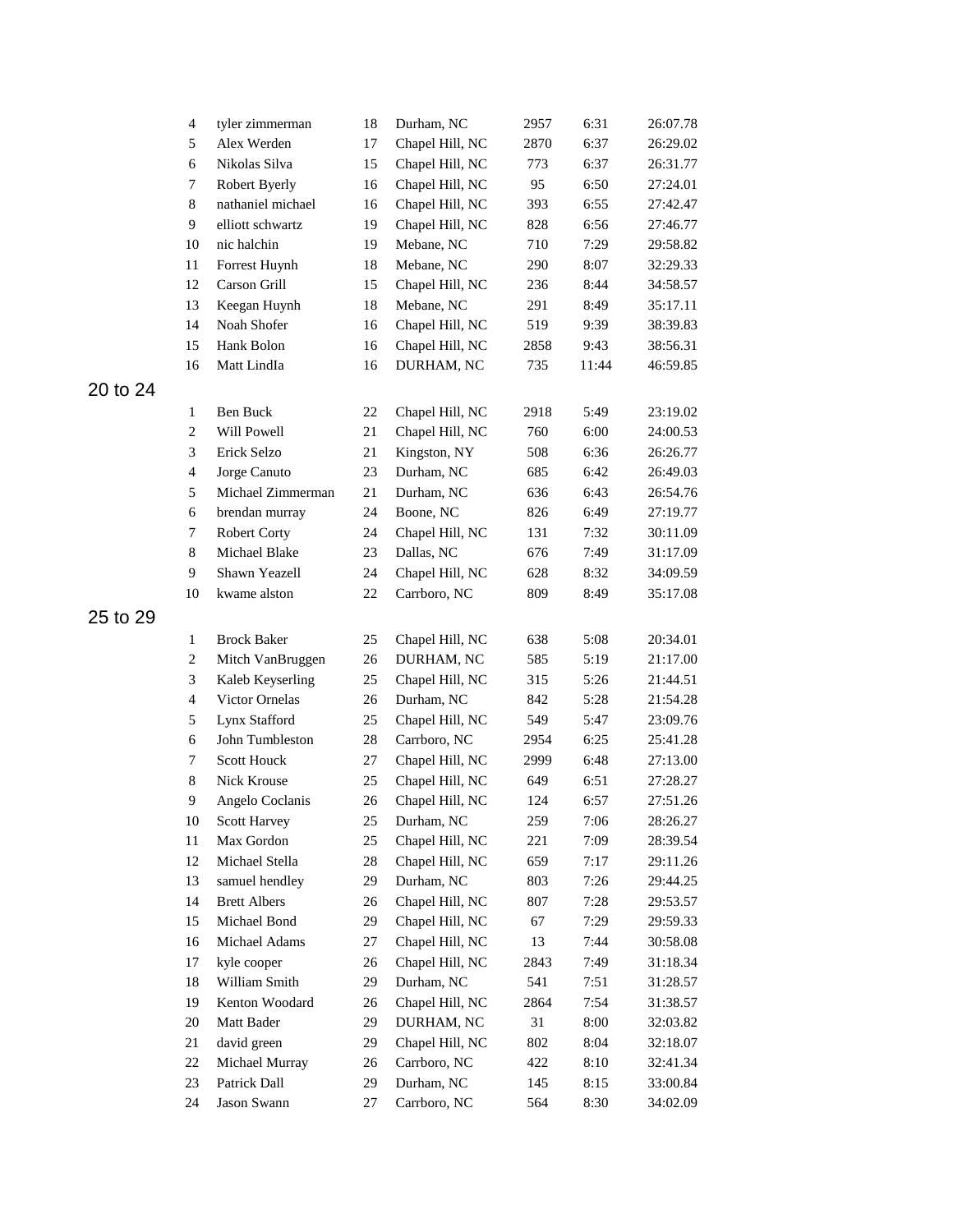| | | | | | | |
|---|---|---|---|---|---|---|
| 4 | tyler zimmerman | 18 | Durham, NC | 2957 | 6:31 | 26:07.78 |
| 5 | Alex Werden | 17 | Chapel Hill, NC | 2870 | 6:37 | 26:29.02 |
| 6 | Nikolas Silva | 15 | Chapel Hill, NC | 773 | 6:37 | 26:31.77 |
| 7 | Robert Byerly | 16 | Chapel Hill, NC | 95 | 6:50 | 27:24.01 |
| 8 | nathaniel michael | 16 | Chapel Hill, NC | 393 | 6:55 | 27:42.47 |
| 9 | elliott schwartz | 19 | Chapel Hill, NC | 828 | 6:56 | 27:46.77 |
| 10 | nic halchin | 19 | Mebane, NC | 710 | 7:29 | 29:58.82 |
| 11 | Forrest Huynh | 18 | Mebane, NC | 290 | 8:07 | 32:29.33 |
| 12 | Carson Grill | 15 | Chapel Hill, NC | 236 | 8:44 | 34:58.57 |
| 13 | Keegan Huynh | 18 | Mebane, NC | 291 | 8:49 | 35:17.11 |
| 14 | Noah Shofer | 16 | Chapel Hill, NC | 519 | 9:39 | 38:39.83 |
| 15 | Hank Bolon | 16 | Chapel Hill, NC | 2858 | 9:43 | 38:56.31 |
| 16 | Matt LindIa | 16 | DURHAM, NC | 735 | 11:44 | 46:59.85 |

## 20 to 24

| | | | | | | |
|---|---|---|---|---|---|---|
| 1 | Ben Buck | 22 | Chapel Hill, NC | 2918 | 5:49 | 23:19.02 |
| 2 | Will Powell | 21 | Chapel Hill, NC | 760 | 6:00 | 24:00.53 |
| 3 | Erick Selzo | 21 | Kingston, NY | 508 | 6:36 | 26:26.77 |
| 4 | Jorge Canuto | 23 | Durham, NC | 685 | 6:42 | 26:49.03 |
| 5 | Michael Zimmerman | 21 | Durham, NC | 636 | 6:43 | 26:54.76 |
| 6 | brendan murray | 24 | Boone, NC | 826 | 6:49 | 27:19.77 |
| 7 | Robert Corty | 24 | Chapel Hill, NC | 131 | 7:32 | 30:11.09 |
| 8 | Michael Blake | 23 | Dallas, NC | 676 | 7:49 | 31:17.09 |
| 9 | Shawn Yeazell | 24 | Chapel Hill, NC | 628 | 8:32 | 34:09.59 |
| 10 | kwame alston | 22 | Carrboro, NC | 809 | 8:49 | 35:17.08 |

## 25 to 29

| | | | | | | |
|---|---|---|---|---|---|---|
| 1 | Brock Baker | 25 | Chapel Hill, NC | 638 | 5:08 | 20:34.01 |
| 2 | Mitch VanBruggen | 26 | DURHAM, NC | 585 | 5:19 | 21:17.00 |
| 3 | Kaleb Keyserling | 25 | Chapel Hill, NC | 315 | 5:26 | 21:44.51 |
| 4 | Victor Ornelas | 26 | Durham, NC | 842 | 5:28 | 21:54.28 |
| 5 | Lynx Stafford | 25 | Chapel Hill, NC | 549 | 5:47 | 23:09.76 |
| 6 | John Tumbleston | 28 | Carrboro, NC | 2954 | 6:25 | 25:41.28 |
| 7 | Scott Houck | 27 | Chapel Hill, NC | 2999 | 6:48 | 27:13.00 |
| 8 | Nick Krouse | 25 | Chapel Hill, NC | 649 | 6:51 | 27:28.27 |
| 9 | Angelo Coclanis | 26 | Chapel Hill, NC | 124 | 6:57 | 27:51.26 |
| 10 | Scott Harvey | 25 | Durham, NC | 259 | 7:06 | 28:26.27 |
| 11 | Max Gordon | 25 | Chapel Hill, NC | 221 | 7:09 | 28:39.54 |
| 12 | Michael Stella | 28 | Chapel Hill, NC | 659 | 7:17 | 29:11.26 |
| 13 | samuel hendley | 29 | Durham, NC | 803 | 7:26 | 29:44.25 |
| 14 | Brett Albers | 26 | Chapel Hill, NC | 807 | 7:28 | 29:53.57 |
| 15 | Michael Bond | 29 | Chapel Hill, NC | 67 | 7:29 | 29:59.33 |
| 16 | Michael Adams | 27 | Chapel Hill, NC | 13 | 7:44 | 30:58.08 |
| 17 | kyle cooper | 26 | Chapel Hill, NC | 2843 | 7:49 | 31:18.34 |
| 18 | William Smith | 29 | Durham, NC | 541 | 7:51 | 31:28.57 |
| 19 | Kenton Woodard | 26 | Chapel Hill, NC | 2864 | 7:54 | 31:38.57 |
| 20 | Matt Bader | 29 | DURHAM, NC | 31 | 8:00 | 32:03.82 |
| 21 | david green | 29 | Chapel Hill, NC | 802 | 8:04 | 32:18.07 |
| 22 | Michael Murray | 26 | Carrboro, NC | 422 | 8:10 | 32:41.34 |
| 23 | Patrick Dall | 29 | Durham, NC | 145 | 8:15 | 33:00.84 |
| 24 | Jason Swann | 27 | Carrboro, NC | 564 | 8:30 | 34:02.09 |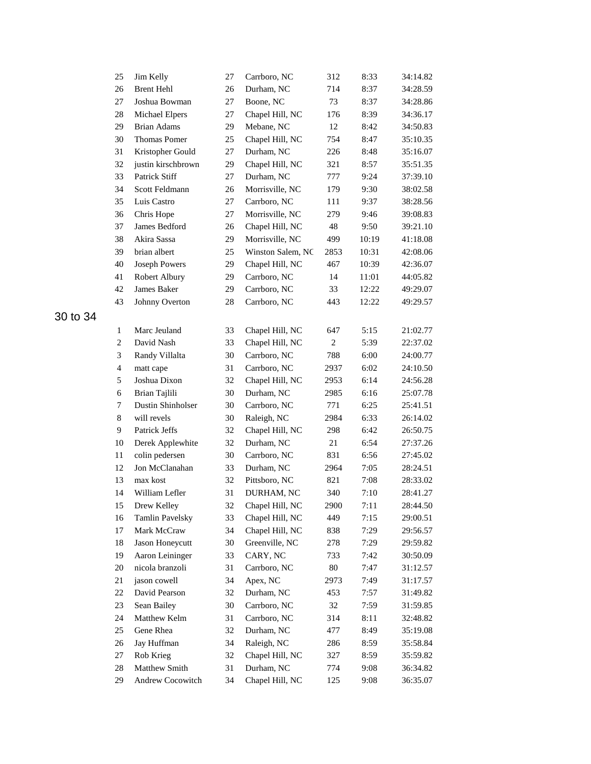| | | | | | | |
|---|---|---|---|---|---|---|
| 25 | Jim Kelly | 27 | Carrboro, NC | 312 | 8:33 | 34:14.82 |
| 26 | Brent Hehl | 26 | Durham, NC | 714 | 8:37 | 34:28.59 |
| 27 | Joshua Bowman | 27 | Boone, NC | 73 | 8:37 | 34:28.86 |
| 28 | Michael Elpers | 27 | Chapel Hill, NC | 176 | 8:39 | 34:36.17 |
| 29 | Brian Adams | 29 | Mebane, NC | 12 | 8:42 | 34:50.83 |
| 30 | Thomas Pomer | 25 | Chapel Hill, NC | 754 | 8:47 | 35:10.35 |
| 31 | Kristopher Gould | 27 | Durham, NC | 226 | 8:48 | 35:16.07 |
| 32 | justin kirschbrown | 29 | Chapel Hill, NC | 321 | 8:57 | 35:51.35 |
| 33 | Patrick Stiff | 27 | Durham, NC | 777 | 9:24 | 37:39.10 |
| 34 | Scott Feldmann | 26 | Morrisville, NC | 179 | 9:30 | 38:02.58 |
| 35 | Luis Castro | 27 | Carrboro, NC | 111 | 9:37 | 38:28.56 |
| 36 | Chris Hope | 27 | Morrisville, NC | 279 | 9:46 | 39:08.83 |
| 37 | James Bedford | 26 | Chapel Hill, NC | 48 | 9:50 | 39:21.10 |
| 38 | Akira Sassa | 29 | Morrisville, NC | 499 | 10:19 | 41:18.08 |
| 39 | brian albert | 25 | Winston Salem, NC | 2853 | 10:31 | 42:08.06 |
| 40 | Joseph Powers | 29 | Chapel Hill, NC | 467 | 10:39 | 42:36.07 |
| 41 | Robert Albury | 29 | Carrboro, NC | 14 | 11:01 | 44:05.82 |
| 42 | James Baker | 29 | Carrboro, NC | 33 | 12:22 | 49:29.07 |
| 43 | Johnny Overton | 28 | Carrboro, NC | 443 | 12:22 | 49:29.57 |

## 30 to 34

| | | | | | | |
|---|---|---|---|---|---|---|
| 1 | Marc Jeuland | 33 | Chapel Hill, NC | 647 | 5:15 | 21:02.77 |
| 2 | David Nash | 33 | Chapel Hill, NC | 2 | 5:39 | 22:37.02 |
| 3 | Randy Villalta | 30 | Carrboro, NC | 788 | 6:00 | 24:00.77 |
| 4 | matt cape | 31 | Carrboro, NC | 2937 | 6:02 | 24:10.50 |
| 5 | Joshua Dixon | 32 | Chapel Hill, NC | 2953 | 6:14 | 24:56.28 |
| 6 | Brian Tajlili | 30 | Durham, NC | 2985 | 6:16 | 25:07.78 |
| 7 | Dustin Shinholser | 30 | Carrboro, NC | 771 | 6:25 | 25:41.51 |
| 8 | will revels | 30 | Raleigh, NC | 2984 | 6:33 | 26:14.02 |
| 9 | Patrick Jeffs | 32 | Chapel Hill, NC | 298 | 6:42 | 26:50.75 |
| 10 | Derek Applewhite | 32 | Durham, NC | 21 | 6:54 | 27:37.26 |
| 11 | colin pedersen | 30 | Carrboro, NC | 831 | 6:56 | 27:45.02 |
| 12 | Jon McClanahan | 33 | Durham, NC | 2964 | 7:05 | 28:24.51 |
| 13 | max kost | 32 | Pittsboro, NC | 821 | 7:08 | 28:33.02 |
| 14 | William Lefler | 31 | DURHAM, NC | 340 | 7:10 | 28:41.27 |
| 15 | Drew Kelley | 32 | Chapel Hill, NC | 2900 | 7:11 | 28:44.50 |
| 16 | Tamlin Pavelsky | 33 | Chapel Hill, NC | 449 | 7:15 | 29:00.51 |
| 17 | Mark McCraw | 34 | Chapel Hill, NC | 838 | 7:29 | 29:56.57 |
| 18 | Jason Honeycutt | 30 | Greenville, NC | 278 | 7:29 | 29:59.82 |
| 19 | Aaron Leininger | 33 | CARY, NC | 733 | 7:42 | 30:50.09 |
| 20 | nicola branzoli | 31 | Carrboro, NC | 80 | 7:47 | 31:12.57 |
| 21 | jason cowell | 34 | Apex, NC | 2973 | 7:49 | 31:17.57 |
| 22 | David Pearson | 32 | Durham, NC | 453 | 7:57 | 31:49.82 |
| 23 | Sean Bailey | 30 | Carrboro, NC | 32 | 7:59 | 31:59.85 |
| 24 | Matthew Kelm | 31 | Carrboro, NC | 314 | 8:11 | 32:48.82 |
| 25 | Gene Rhea | 32 | Durham, NC | 477 | 8:49 | 35:19.08 |
| 26 | Jay Huffman | 34 | Raleigh, NC | 286 | 8:59 | 35:58.84 |
| 27 | Rob Krieg | 32 | Chapel Hill, NC | 327 | 8:59 | 35:59.82 |
| 28 | Matthew Smith | 31 | Durham, NC | 774 | 9:08 | 36:34.82 |
| 29 | Andrew Cocowitch | 34 | Chapel Hill, NC | 125 | 9:08 | 36:35.07 |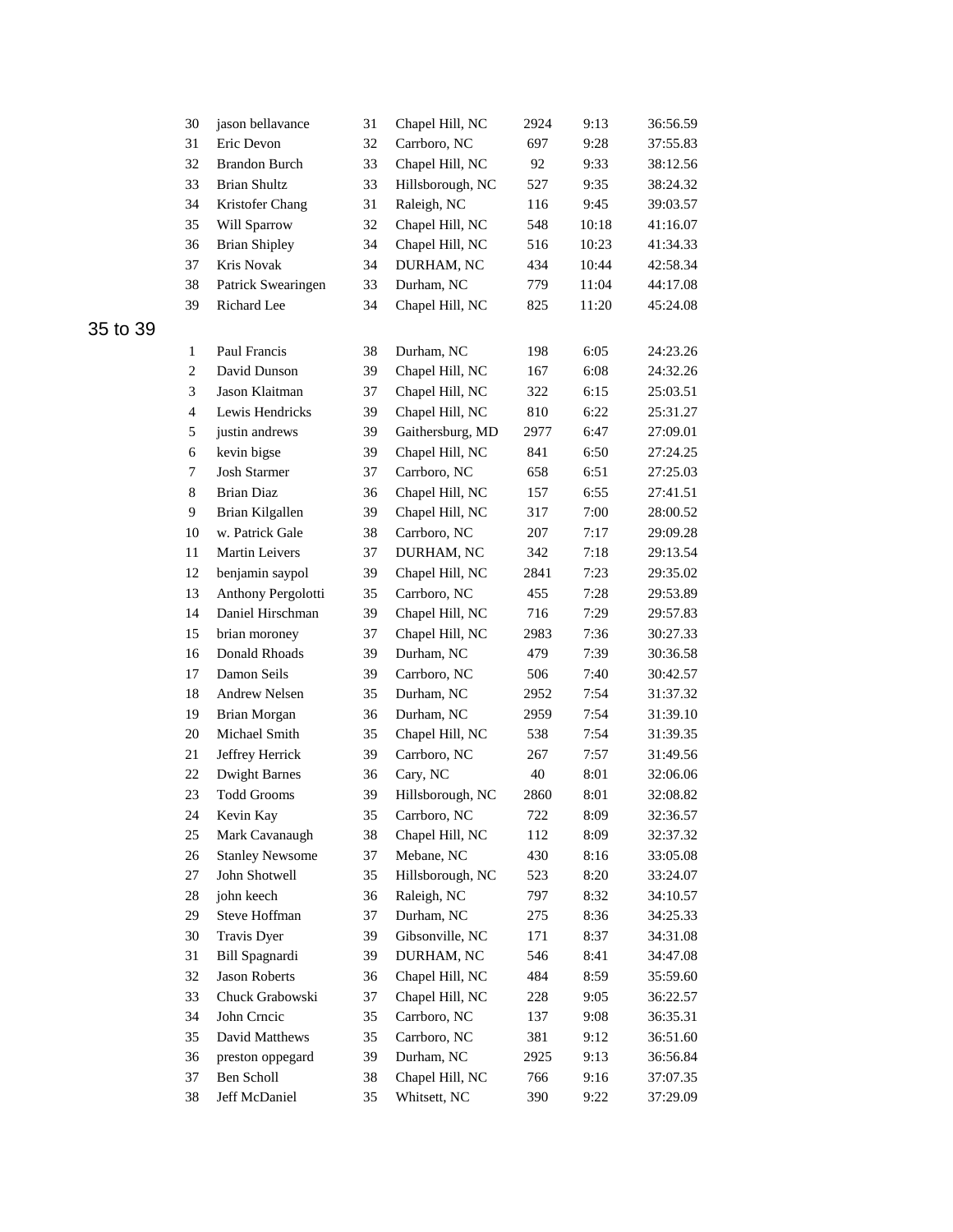| | | | | | | |
|---|---|---|---|---|---|---|
| 30 | jason bellavance | 31 | Chapel Hill, NC | 2924 | 9:13 | 36:56.59 |
| 31 | Eric Devon | 32 | Carrboro, NC | 697 | 9:28 | 37:55.83 |
| 32 | Brandon Burch | 33 | Chapel Hill, NC | 92 | 9:33 | 38:12.56 |
| 33 | Brian Shultz | 33 | Hillsborough, NC | 527 | 9:35 | 38:24.32 |
| 34 | Kristofer Chang | 31 | Raleigh, NC | 116 | 9:45 | 39:03.57 |
| 35 | Will Sparrow | 32 | Chapel Hill, NC | 548 | 10:18 | 41:16.07 |
| 36 | Brian Shipley | 34 | Chapel Hill, NC | 516 | 10:23 | 41:34.33 |
| 37 | Kris Novak | 34 | DURHAM, NC | 434 | 10:44 | 42:58.34 |
| 38 | Patrick Swearingen | 33 | Durham, NC | 779 | 11:04 | 44:17.08 |
| 39 | Richard Lee | 34 | Chapel Hill, NC | 825 | 11:20 | 45:24.08 |

## 35 to 39

| | | | | | | |
|---|---|---|---|---|---|---|
| 1 | Paul Francis | 38 | Durham, NC | 198 | 6:05 | 24:23.26 |
| 2 | David Dunson | 39 | Chapel Hill, NC | 167 | 6:08 | 24:32.26 |
| 3 | Jason Klaitman | 37 | Chapel Hill, NC | 322 | 6:15 | 25:03.51 |
| 4 | Lewis Hendricks | 39 | Chapel Hill, NC | 810 | 6:22 | 25:31.27 |
| 5 | justin andrews | 39 | Gaithersburg, MD | 2977 | 6:47 | 27:09.01 |
| 6 | kevin bigse | 39 | Chapel Hill, NC | 841 | 6:50 | 27:24.25 |
| 7 | Josh Starmer | 37 | Carrboro, NC | 658 | 6:51 | 27:25.03 |
| 8 | Brian Diaz | 36 | Chapel Hill, NC | 157 | 6:55 | 27:41.51 |
| 9 | Brian Kilgallen | 39 | Chapel Hill, NC | 317 | 7:00 | 28:00.52 |
| 10 | w. Patrick Gale | 38 | Carrboro, NC | 207 | 7:17 | 29:09.28 |
| 11 | Martin Leivers | 37 | DURHAM, NC | 342 | 7:18 | 29:13.54 |
| 12 | benjamin saypol | 39 | Chapel Hill, NC | 2841 | 7:23 | 29:35.02 |
| 13 | Anthony Pergolotti | 35 | Carrboro, NC | 455 | 7:28 | 29:53.89 |
| 14 | Daniel Hirschman | 39 | Chapel Hill, NC | 716 | 7:29 | 29:57.83 |
| 15 | brian moroney | 37 | Chapel Hill, NC | 2983 | 7:36 | 30:27.33 |
| 16 | Donald Rhoads | 39 | Durham, NC | 479 | 7:39 | 30:36.58 |
| 17 | Damon Seils | 39 | Carrboro, NC | 506 | 7:40 | 30:42.57 |
| 18 | Andrew Nelsen | 35 | Durham, NC | 2952 | 7:54 | 31:37.32 |
| 19 | Brian Morgan | 36 | Durham, NC | 2959 | 7:54 | 31:39.10 |
| 20 | Michael Smith | 35 | Chapel Hill, NC | 538 | 7:54 | 31:39.35 |
| 21 | Jeffrey Herrick | 39 | Carrboro, NC | 267 | 7:57 | 31:49.56 |
| 22 | Dwight Barnes | 36 | Cary, NC | 40 | 8:01 | 32:06.06 |
| 23 | Todd Grooms | 39 | Hillsborough, NC | 2860 | 8:01 | 32:08.82 |
| 24 | Kevin Kay | 35 | Carrboro, NC | 722 | 8:09 | 32:36.57 |
| 25 | Mark Cavanaugh | 38 | Chapel Hill, NC | 112 | 8:09 | 32:37.32 |
| 26 | Stanley Newsome | 37 | Mebane, NC | 430 | 8:16 | 33:05.08 |
| 27 | John Shotwell | 35 | Hillsborough, NC | 523 | 8:20 | 33:24.07 |
| 28 | john keech | 36 | Raleigh, NC | 797 | 8:32 | 34:10.57 |
| 29 | Steve Hoffman | 37 | Durham, NC | 275 | 8:36 | 34:25.33 |
| 30 | Travis Dyer | 39 | Gibsonville, NC | 171 | 8:37 | 34:31.08 |
| 31 | Bill Spagnardi | 39 | DURHAM, NC | 546 | 8:41 | 34:47.08 |
| 32 | Jason Roberts | 36 | Chapel Hill, NC | 484 | 8:59 | 35:59.60 |
| 33 | Chuck Grabowski | 37 | Chapel Hill, NC | 228 | 9:05 | 36:22.57 |
| 34 | John Crncic | 35 | Carrboro, NC | 137 | 9:08 | 36:35.31 |
| 35 | David Matthews | 35 | Carrboro, NC | 381 | 9:12 | 36:51.60 |
| 36 | preston oppegard | 39 | Durham, NC | 2925 | 9:13 | 36:56.84 |
| 37 | Ben Scholl | 38 | Chapel Hill, NC | 766 | 9:16 | 37:07.35 |
| 38 | Jeff McDaniel | 35 | Whitsett, NC | 390 | 9:22 | 37:29.09 |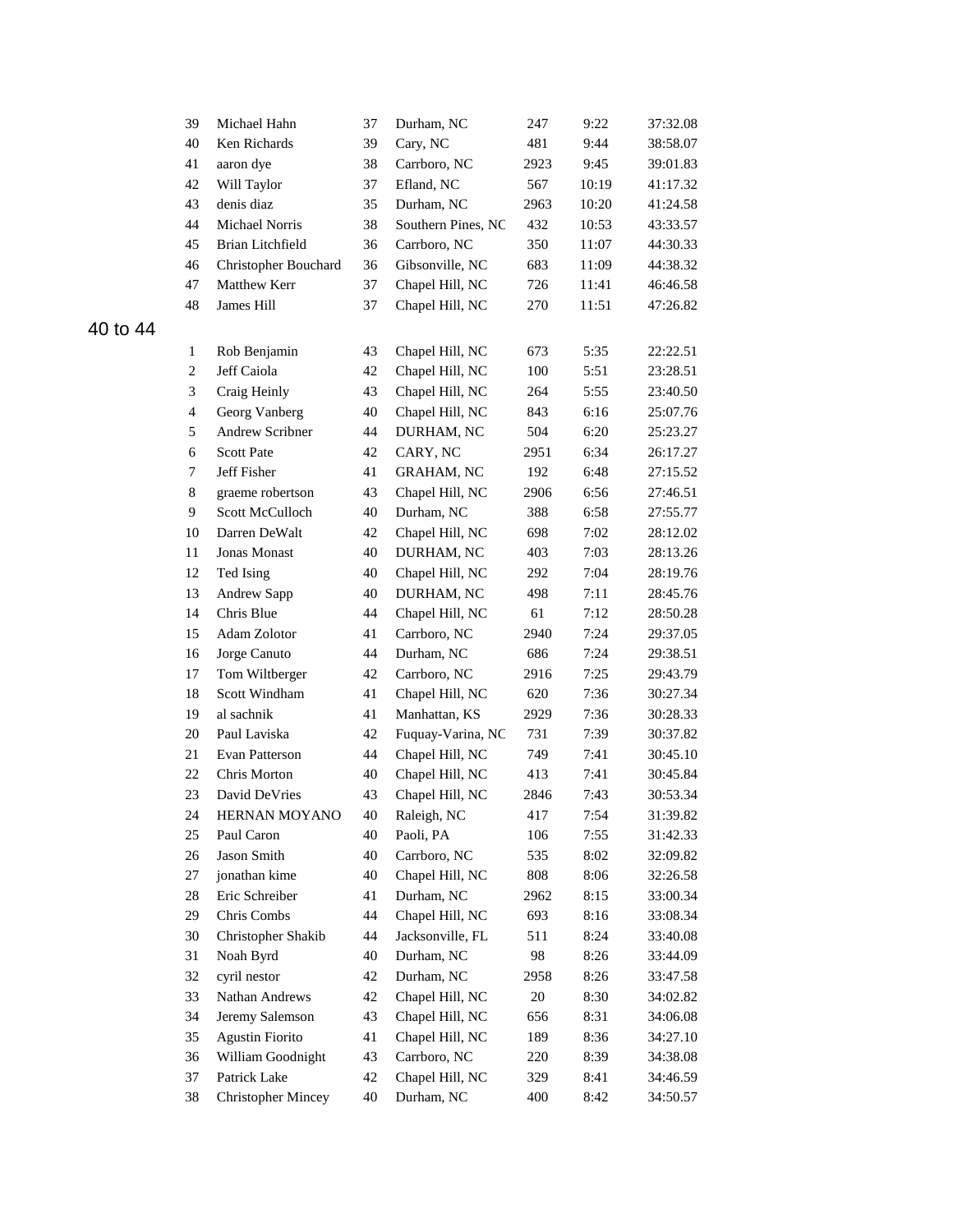| | | | | | | |
|---|---|---|---|---|---|---|
| 39 | Michael Hahn | 37 | Durham, NC | 247 | 9:22 | 37:32.08 |
| 40 | Ken Richards | 39 | Cary, NC | 481 | 9:44 | 38:58.07 |
| 41 | aaron dye | 38 | Carrboro, NC | 2923 | 9:45 | 39:01.83 |
| 42 | Will Taylor | 37 | Efland, NC | 567 | 10:19 | 41:17.32 |
| 43 | denis diaz | 35 | Durham, NC | 2963 | 10:20 | 41:24.58 |
| 44 | Michael Norris | 38 | Southern Pines, NC | 432 | 10:53 | 43:33.57 |
| 45 | Brian Litchfield | 36 | Carrboro, NC | 350 | 11:07 | 44:30.33 |
| 46 | Christopher Bouchard | 36 | Gibsonville, NC | 683 | 11:09 | 44:38.32 |
| 47 | Matthew Kerr | 37 | Chapel Hill, NC | 726 | 11:41 | 46:46.58 |
| 48 | James Hill | 37 | Chapel Hill, NC | 270 | 11:51 | 47:26.82 |

## 40 to 44

| | | | | | | |
|---|---|---|---|---|---|---|
| 1 | Rob Benjamin | 43 | Chapel Hill, NC | 673 | 5:35 | 22:22.51 |
| 2 | Jeff Caiola | 42 | Chapel Hill, NC | 100 | 5:51 | 23:28.51 |
| 3 | Craig Heinly | 43 | Chapel Hill, NC | 264 | 5:55 | 23:40.50 |
| 4 | Georg Vanberg | 40 | Chapel Hill, NC | 843 | 6:16 | 25:07.76 |
| 5 | Andrew Scribner | 44 | DURHAM, NC | 504 | 6:20 | 25:23.27 |
| 6 | Scott Pate | 42 | CARY, NC | 2951 | 6:34 | 26:17.27 |
| 7 | Jeff Fisher | 41 | GRAHAM, NC | 192 | 6:48 | 27:15.52 |
| 8 | graeme robertson | 43 | Chapel Hill, NC | 2906 | 6:56 | 27:46.51 |
| 9 | Scott McCulloch | 40 | Durham, NC | 388 | 6:58 | 27:55.77 |
| 10 | Darren DeWalt | 42 | Chapel Hill, NC | 698 | 7:02 | 28:12.02 |
| 11 | Jonas Monast | 40 | DURHAM, NC | 403 | 7:03 | 28:13.26 |
| 12 | Ted Ising | 40 | Chapel Hill, NC | 292 | 7:04 | 28:19.76 |
| 13 | Andrew Sapp | 40 | DURHAM, NC | 498 | 7:11 | 28:45.76 |
| 14 | Chris Blue | 44 | Chapel Hill, NC | 61 | 7:12 | 28:50.28 |
| 15 | Adam Zolotor | 41 | Carrboro, NC | 2940 | 7:24 | 29:37.05 |
| 16 | Jorge Canuto | 44 | Durham, NC | 686 | 7:24 | 29:38.51 |
| 17 | Tom Wiltberger | 42 | Carrboro, NC | 2916 | 7:25 | 29:43.79 |
| 18 | Scott Windham | 41 | Chapel Hill, NC | 620 | 7:36 | 30:27.34 |
| 19 | al sachnik | 41 | Manhattan, KS | 2929 | 7:36 | 30:28.33 |
| 20 | Paul Laviska | 42 | Fuquay-Varina, NC | 731 | 7:39 | 30:37.82 |
| 21 | Evan Patterson | 44 | Chapel Hill, NC | 749 | 7:41 | 30:45.10 |
| 22 | Chris Morton | 40 | Chapel Hill, NC | 413 | 7:41 | 30:45.84 |
| 23 | David DeVries | 43 | Chapel Hill, NC | 2846 | 7:43 | 30:53.34 |
| 24 | HERNAN MOYANO | 40 | Raleigh, NC | 417 | 7:54 | 31:39.82 |
| 25 | Paul Caron | 40 | Paoli, PA | 106 | 7:55 | 31:42.33 |
| 26 | Jason Smith | 40 | Carrboro, NC | 535 | 8:02 | 32:09.82 |
| 27 | jonathan kime | 40 | Chapel Hill, NC | 808 | 8:06 | 32:26.58 |
| 28 | Eric Schreiber | 41 | Durham, NC | 2962 | 8:15 | 33:00.34 |
| 29 | Chris Combs | 44 | Chapel Hill, NC | 693 | 8:16 | 33:08.34 |
| 30 | Christopher Shakib | 44 | Jacksonville, FL | 511 | 8:24 | 33:40.08 |
| 31 | Noah Byrd | 40 | Durham, NC | 98 | 8:26 | 33:44.09 |
| 32 | cyril nestor | 42 | Durham, NC | 2958 | 8:26 | 33:47.58 |
| 33 | Nathan Andrews | 42 | Chapel Hill, NC | 20 | 8:30 | 34:02.82 |
| 34 | Jeremy Salemson | 43 | Chapel Hill, NC | 656 | 8:31 | 34:06.08 |
| 35 | Agustin Fiorito | 41 | Chapel Hill, NC | 189 | 8:36 | 34:27.10 |
| 36 | William Goodnight | 43 | Carrboro, NC | 220 | 8:39 | 34:38.08 |
| 37 | Patrick Lake | 42 | Chapel Hill, NC | 329 | 8:41 | 34:46.59 |
| 38 | Christopher Mincey | 40 | Durham, NC | 400 | 8:42 | 34:50.57 |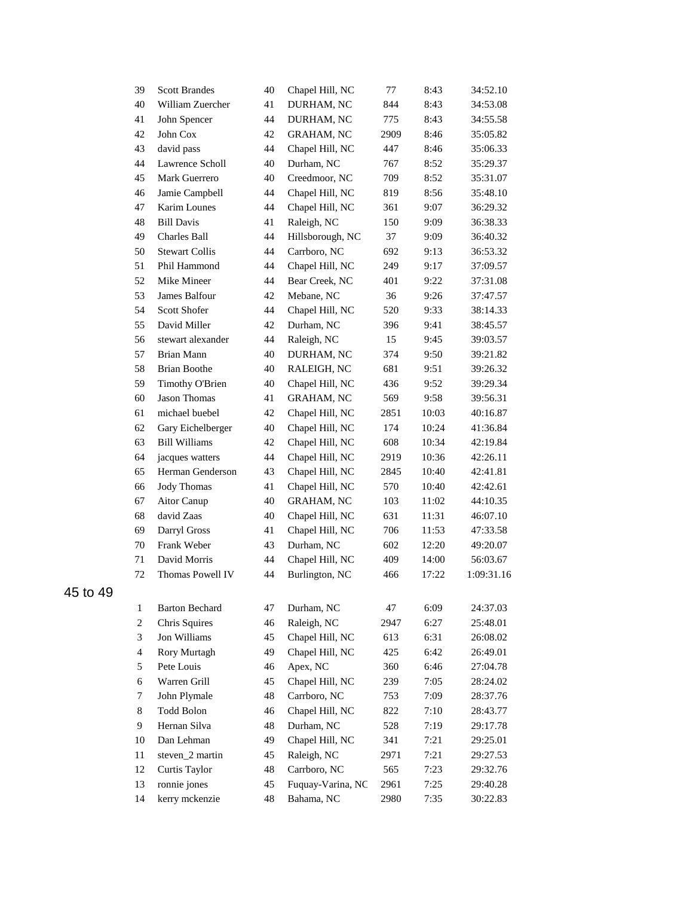| | | | | | | |
|---|---|---|---|---|---|---|
| 39 | Scott Brandes | 40 | Chapel Hill, NC | 77 | 8:43 | 34:52.10 |
| 40 | William Zuercher | 41 | DURHAM, NC | 844 | 8:43 | 34:53.08 |
| 41 | John Spencer | 44 | DURHAM, NC | 775 | 8:43 | 34:55.58 |
| 42 | John Cox | 42 | GRAHAM, NC | 2909 | 8:46 | 35:05.82 |
| 43 | david pass | 44 | Chapel Hill, NC | 447 | 8:46 | 35:06.33 |
| 44 | Lawrence Scholl | 40 | Durham, NC | 767 | 8:52 | 35:29.37 |
| 45 | Mark Guerrero | 40 | Creedmoor, NC | 709 | 8:52 | 35:31.07 |
| 46 | Jamie Campbell | 44 | Chapel Hill, NC | 819 | 8:56 | 35:48.10 |
| 47 | Karim Lounes | 44 | Chapel Hill, NC | 361 | 9:07 | 36:29.32 |
| 48 | Bill Davis | 41 | Raleigh, NC | 150 | 9:09 | 36:38.33 |
| 49 | Charles Ball | 44 | Hillsborough, NC | 37 | 9:09 | 36:40.32 |
| 50 | Stewart Collis | 44 | Carrboro, NC | 692 | 9:13 | 36:53.32 |
| 51 | Phil Hammond | 44 | Chapel Hill, NC | 249 | 9:17 | 37:09.57 |
| 52 | Mike Mineer | 44 | Bear Creek, NC | 401 | 9:22 | 37:31.08 |
| 53 | James Balfour | 42 | Mebane, NC | 36 | 9:26 | 37:47.57 |
| 54 | Scott Shofer | 44 | Chapel Hill, NC | 520 | 9:33 | 38:14.33 |
| 55 | David Miller | 42 | Durham, NC | 396 | 9:41 | 38:45.57 |
| 56 | stewart alexander | 44 | Raleigh, NC | 15 | 9:45 | 39:03.57 |
| 57 | Brian Mann | 40 | DURHAM, NC | 374 | 9:50 | 39:21.82 |
| 58 | Brian Boothe | 40 | RALEIGH, NC | 681 | 9:51 | 39:26.32 |
| 59 | Timothy O'Brien | 40 | Chapel Hill, NC | 436 | 9:52 | 39:29.34 |
| 60 | Jason Thomas | 41 | GRAHAM, NC | 569 | 9:58 | 39:56.31 |
| 61 | michael buebel | 42 | Chapel Hill, NC | 2851 | 10:03 | 40:16.87 |
| 62 | Gary Eichelberger | 40 | Chapel Hill, NC | 174 | 10:24 | 41:36.84 |
| 63 | Bill Williams | 42 | Chapel Hill, NC | 608 | 10:34 | 42:19.84 |
| 64 | jacques watters | 44 | Chapel Hill, NC | 2919 | 10:36 | 42:26.11 |
| 65 | Herman Genderson | 43 | Chapel Hill, NC | 2845 | 10:40 | 42:41.81 |
| 66 | Jody Thomas | 41 | Chapel Hill, NC | 570 | 10:40 | 42:42.61 |
| 67 | Aitor Canup | 40 | GRAHAM, NC | 103 | 11:02 | 44:10.35 |
| 68 | david Zaas | 40 | Chapel Hill, NC | 631 | 11:31 | 46:07.10 |
| 69 | Darryl Gross | 41 | Chapel Hill, NC | 706 | 11:53 | 47:33.58 |
| 70 | Frank Weber | 43 | Durham, NC | 602 | 12:20 | 49:20.07 |
| 71 | David Morris | 44 | Chapel Hill, NC | 409 | 14:00 | 56:03.67 |
| 72 | Thomas Powell IV | 44 | Burlington, NC | 466 | 17:22 | 1:09:31.16 |

## 45 to 49

| | | | | | | |
|---|---|---|---|---|---|---|
| 1 | Barton Bechard | 47 | Durham, NC | 47 | 6:09 | 24:37.03 |
| 2 | Chris Squires | 46 | Raleigh, NC | 2947 | 6:27 | 25:48.01 |
| 3 | Jon Williams | 45 | Chapel Hill, NC | 613 | 6:31 | 26:08.02 |
| 4 | Rory Murtagh | 49 | Chapel Hill, NC | 425 | 6:42 | 26:49.01 |
| 5 | Pete Louis | 46 | Apex, NC | 360 | 6:46 | 27:04.78 |
| 6 | Warren Grill | 45 | Chapel Hill, NC | 239 | 7:05 | 28:24.02 |
| 7 | John Plymale | 48 | Carrboro, NC | 753 | 7:09 | 28:37.76 |
| 8 | Todd Bolon | 46 | Chapel Hill, NC | 822 | 7:10 | 28:43.77 |
| 9 | Hernan Silva | 48 | Durham, NC | 528 | 7:19 | 29:17.78 |
| 10 | Dan Lehman | 49 | Chapel Hill, NC | 341 | 7:21 | 29:25.01 |
| 11 | steven_2 martin | 45 | Raleigh, NC | 2971 | 7:21 | 29:27.53 |
| 12 | Curtis Taylor | 48 | Carrboro, NC | 565 | 7:23 | 29:32.76 |
| 13 | ronnie jones | 45 | Fuquay-Varina, NC | 2961 | 7:25 | 29:40.28 |
| 14 | kerry mckenzie | 48 | Bahama, NC | 2980 | 7:35 | 30:22.83 |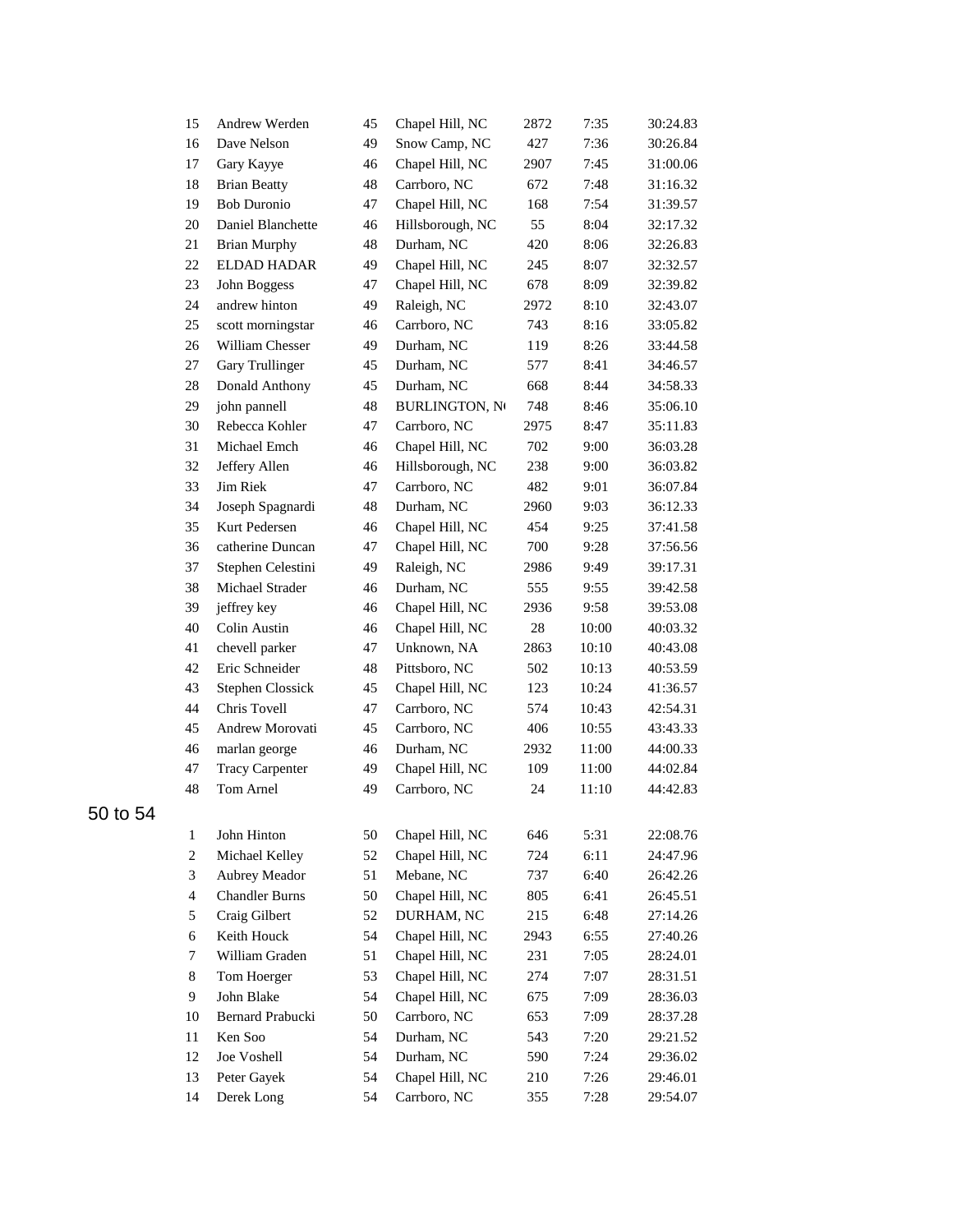| | | | | | | |
|---|---|---|---|---|---|---|
| 15 | Andrew Werden | 45 | Chapel Hill, NC | 2872 | 7:35 | 30:24.83 |
| 16 | Dave Nelson | 49 | Snow Camp, NC | 427 | 7:36 | 30:26.84 |
| 17 | Gary Kayye | 46 | Chapel Hill, NC | 2907 | 7:45 | 31:00.06 |
| 18 | Brian Beatty | 48 | Carrboro, NC | 672 | 7:48 | 31:16.32 |
| 19 | Bob Duronio | 47 | Chapel Hill, NC | 168 | 7:54 | 31:39.57 |
| 20 | Daniel Blanchette | 46 | Hillsborough, NC | 55 | 8:04 | 32:17.32 |
| 21 | Brian Murphy | 48 | Durham, NC | 420 | 8:06 | 32:26.83 |
| 22 | ELDAD HADAR | 49 | Chapel Hill, NC | 245 | 8:07 | 32:32.57 |
| 23 | John Boggess | 47 | Chapel Hill, NC | 678 | 8:09 | 32:39.82 |
| 24 | andrew hinton | 49 | Raleigh, NC | 2972 | 8:10 | 32:43.07 |
| 25 | scott morningstar | 46 | Carrboro, NC | 743 | 8:16 | 33:05.82 |
| 26 | William Chesser | 49 | Durham, NC | 119 | 8:26 | 33:44.58 |
| 27 | Gary Trullinger | 45 | Durham, NC | 577 | 8:41 | 34:46.57 |
| 28 | Donald Anthony | 45 | Durham, NC | 668 | 8:44 | 34:58.33 |
| 29 | john pannell | 48 | BURLINGTON, N | 748 | 8:46 | 35:06.10 |
| 30 | Rebecca Kohler | 47 | Carrboro, NC | 2975 | 8:47 | 35:11.83 |
| 31 | Michael Emch | 46 | Chapel Hill, NC | 702 | 9:00 | 36:03.28 |
| 32 | Jeffery Allen | 46 | Hillsborough, NC | 238 | 9:00 | 36:03.82 |
| 33 | Jim Riek | 47 | Carrboro, NC | 482 | 9:01 | 36:07.84 |
| 34 | Joseph Spagnardi | 48 | Durham, NC | 2960 | 9:03 | 36:12.33 |
| 35 | Kurt Pedersen | 46 | Chapel Hill, NC | 454 | 9:25 | 37:41.58 |
| 36 | catherine Duncan | 47 | Chapel Hill, NC | 700 | 9:28 | 37:56.56 |
| 37 | Stephen Celestini | 49 | Raleigh, NC | 2986 | 9:49 | 39:17.31 |
| 38 | Michael Strader | 46 | Durham, NC | 555 | 9:55 | 39:42.58 |
| 39 | jeffrey key | 46 | Chapel Hill, NC | 2936 | 9:58 | 39:53.08 |
| 40 | Colin Austin | 46 | Chapel Hill, NC | 28 | 10:00 | 40:03.32 |
| 41 | chevell parker | 47 | Unknown, NA | 2863 | 10:10 | 40:43.08 |
| 42 | Eric Schneider | 48 | Pittsboro, NC | 502 | 10:13 | 40:53.59 |
| 43 | Stephen Clossick | 45 | Chapel Hill, NC | 123 | 10:24 | 41:36.57 |
| 44 | Chris Tovell | 47 | Carrboro, NC | 574 | 10:43 | 42:54.31 |
| 45 | Andrew Morovati | 45 | Carrboro, NC | 406 | 10:55 | 43:43.33 |
| 46 | marlan george | 46 | Durham, NC | 2932 | 11:00 | 44:00.33 |
| 47 | Tracy Carpenter | 49 | Chapel Hill, NC | 109 | 11:00 | 44:02.84 |
| 48 | Tom Arnel | 49 | Carrboro, NC | 24 | 11:10 | 44:42.83 |

## 50 to 54

| | | | | | | |
|---|---|---|---|---|---|---|
| 1 | John Hinton | 50 | Chapel Hill, NC | 646 | 5:31 | 22:08.76 |
| 2 | Michael Kelley | 52 | Chapel Hill, NC | 724 | 6:11 | 24:47.96 |
| 3 | Aubrey Meador | 51 | Mebane, NC | 737 | 6:40 | 26:42.26 |
| 4 | Chandler Burns | 50 | Chapel Hill, NC | 805 | 6:41 | 26:45.51 |
| 5 | Craig Gilbert | 52 | DURHAM, NC | 215 | 6:48 | 27:14.26 |
| 6 | Keith Houck | 54 | Chapel Hill, NC | 2943 | 6:55 | 27:40.26 |
| 7 | William Graden | 51 | Chapel Hill, NC | 231 | 7:05 | 28:24.01 |
| 8 | Tom Hoerger | 53 | Chapel Hill, NC | 274 | 7:07 | 28:31.51 |
| 9 | John Blake | 54 | Chapel Hill, NC | 675 | 7:09 | 28:36.03 |
| 10 | Bernard Prabucki | 50 | Carrboro, NC | 653 | 7:09 | 28:37.28 |
| 11 | Ken Soo | 54 | Durham, NC | 543 | 7:20 | 29:21.52 |
| 12 | Joe Voshell | 54 | Durham, NC | 590 | 7:24 | 29:36.02 |
| 13 | Peter Gayek | 54 | Chapel Hill, NC | 210 | 7:26 | 29:46.01 |
| 14 | Derek Long | 54 | Carrboro, NC | 355 | 7:28 | 29:54.07 |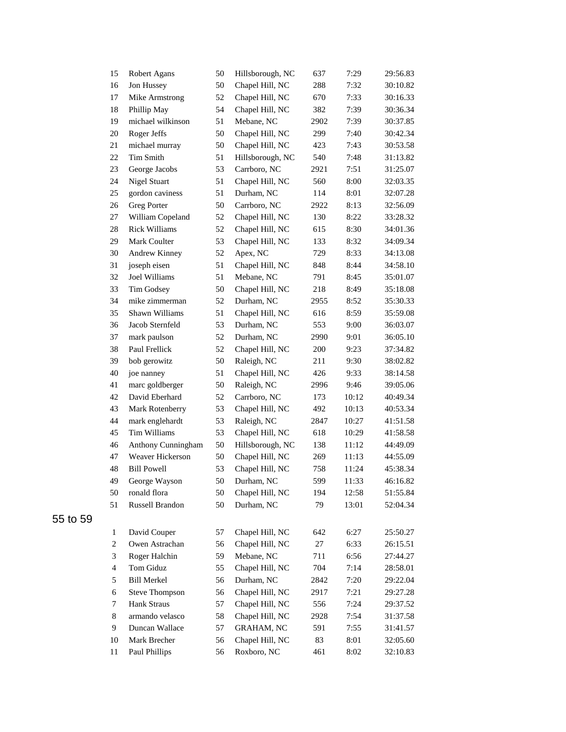| | | | | | | |
|---|---|---|---|---|---|---|
| 15 | Robert Agans | 50 | Hillsborough, NC | 637 | 7:29 | 29:56.83 |
| 16 | Jon Hussey | 50 | Chapel Hill, NC | 288 | 7:32 | 30:10.82 |
| 17 | Mike Armstrong | 52 | Chapel Hill, NC | 670 | 7:33 | 30:16.33 |
| 18 | Phillip May | 54 | Chapel Hill, NC | 382 | 7:39 | 30:36.34 |
| 19 | michael wilkinson | 51 | Mebane, NC | 2902 | 7:39 | 30:37.85 |
| 20 | Roger Jeffs | 50 | Chapel Hill, NC | 299 | 7:40 | 30:42.34 |
| 21 | michael murray | 50 | Chapel Hill, NC | 423 | 7:43 | 30:53.58 |
| 22 | Tim Smith | 51 | Hillsborough, NC | 540 | 7:48 | 31:13.82 |
| 23 | George Jacobs | 53 | Carrboro, NC | 2921 | 7:51 | 31:25.07 |
| 24 | Nigel Stuart | 51 | Chapel Hill, NC | 560 | 8:00 | 32:03.35 |
| 25 | gordon caviness | 51 | Durham, NC | 114 | 8:01 | 32:07.28 |
| 26 | Greg Porter | 50 | Carrboro, NC | 2922 | 8:13 | 32:56.09 |
| 27 | William Copeland | 52 | Chapel Hill, NC | 130 | 8:22 | 33:28.32 |
| 28 | Rick Williams | 52 | Chapel Hill, NC | 615 | 8:30 | 34:01.36 |
| 29 | Mark Coulter | 53 | Chapel Hill, NC | 133 | 8:32 | 34:09.34 |
| 30 | Andrew Kinney | 52 | Apex, NC | 729 | 8:33 | 34:13.08 |
| 31 | joseph eisen | 51 | Chapel Hill, NC | 848 | 8:44 | 34:58.10 |
| 32 | Joel Williams | 51 | Mebane, NC | 791 | 8:45 | 35:01.07 |
| 33 | Tim Godsey | 50 | Chapel Hill, NC | 218 | 8:49 | 35:18.08 |
| 34 | mike zimmerman | 52 | Durham, NC | 2955 | 8:52 | 35:30.33 |
| 35 | Shawn Williams | 51 | Chapel Hill, NC | 616 | 8:59 | 35:59.08 |
| 36 | Jacob Sternfeld | 53 | Durham, NC | 553 | 9:00 | 36:03.07 |
| 37 | mark paulson | 52 | Durham, NC | 2990 | 9:01 | 36:05.10 |
| 38 | Paul Frellick | 52 | Chapel Hill, NC | 200 | 9:23 | 37:34.82 |
| 39 | bob gerowitz | 50 | Raleigh, NC | 211 | 9:30 | 38:02.82 |
| 40 | joe nanney | 51 | Chapel Hill, NC | 426 | 9:33 | 38:14.58 |
| 41 | marc goldberger | 50 | Raleigh, NC | 2996 | 9:46 | 39:05.06 |
| 42 | David Eberhard | 52 | Carrboro, NC | 173 | 10:12 | 40:49.34 |
| 43 | Mark Rotenberry | 53 | Chapel Hill, NC | 492 | 10:13 | 40:53.34 |
| 44 | mark englehardt | 53 | Raleigh, NC | 2847 | 10:27 | 41:51.58 |
| 45 | Tim Williams | 53 | Chapel Hill, NC | 618 | 10:29 | 41:58.58 |
| 46 | Anthony Cunningham | 50 | Hillsborough, NC | 138 | 11:12 | 44:49.09 |
| 47 | Weaver Hickerson | 50 | Chapel Hill, NC | 269 | 11:13 | 44:55.09 |
| 48 | Bill Powell | 53 | Chapel Hill, NC | 758 | 11:24 | 45:38.34 |
| 49 | George Wayson | 50 | Durham, NC | 599 | 11:33 | 46:16.82 |
| 50 | ronald flora | 50 | Chapel Hill, NC | 194 | 12:58 | 51:55.84 |
| 51 | Russell Brandon | 50 | Durham, NC | 79 | 13:01 | 52:04.34 |

## 55 to 59

| | | | | | | |
|---|---|---|---|---|---|---|
| 1 | David Couper | 57 | Chapel Hill, NC | 642 | 6:27 | 25:50.27 |
| 2 | Owen Astrachan | 56 | Chapel Hill, NC | 27 | 6:33 | 26:15.51 |
| 3 | Roger Halchin | 59 | Mebane, NC | 711 | 6:56 | 27:44.27 |
| 4 | Tom Giduz | 55 | Chapel Hill, NC | 704 | 7:14 | 28:58.01 |
| 5 | Bill Merkel | 56 | Durham, NC | 2842 | 7:20 | 29:22.04 |
| 6 | Steve Thompson | 56 | Chapel Hill, NC | 2917 | 7:21 | 29:27.28 |
| 7 | Hank Straus | 57 | Chapel Hill, NC | 556 | 7:24 | 29:37.52 |
| 8 | armando velasco | 58 | Chapel Hill, NC | 2928 | 7:54 | 31:37.58 |
| 9 | Duncan Wallace | 57 | GRAHAM, NC | 591 | 7:55 | 31:41.57 |
| 10 | Mark Brecher | 56 | Chapel Hill, NC | 83 | 8:01 | 32:05.60 |
| 11 | Paul Phillips | 56 | Roxboro, NC | 461 | 8:02 | 32:10.83 |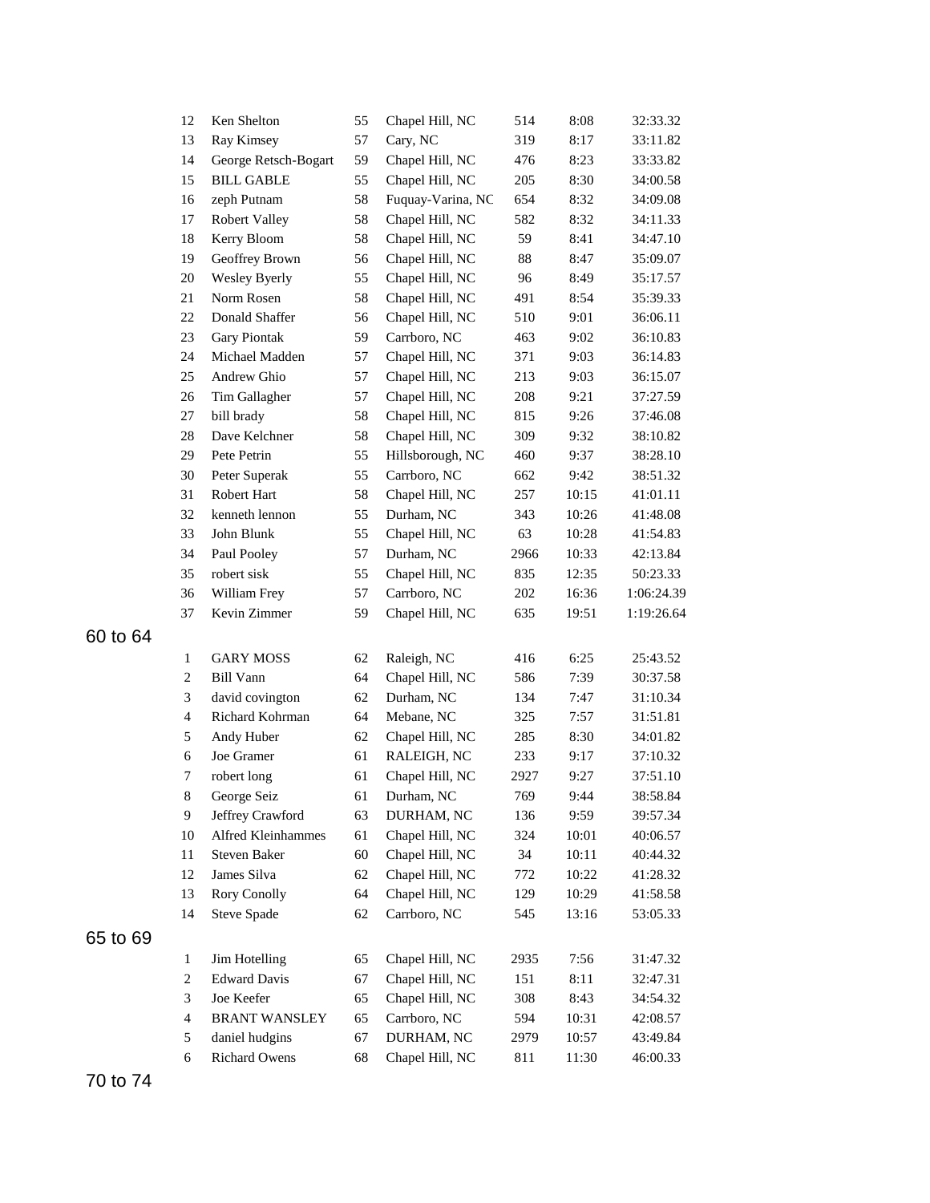| | | | | | | |
|---|---|---|---|---|---|---|
| 12 | Ken Shelton | 55 | Chapel Hill, NC | 514 | 8:08 | 32:33.32 |
| 13 | Ray Kimsey | 57 | Cary, NC | 319 | 8:17 | 33:11.82 |
| 14 | George Retsch-Bogart | 59 | Chapel Hill, NC | 476 | 8:23 | 33:33.82 |
| 15 | BILL GABLE | 55 | Chapel Hill, NC | 205 | 8:30 | 34:00.58 |
| 16 | zeph Putnam | 58 | Fuquay-Varina, NC | 654 | 8:32 | 34:09.08 |
| 17 | Robert Valley | 58 | Chapel Hill, NC | 582 | 8:32 | 34:11.33 |
| 18 | Kerry Bloom | 58 | Chapel Hill, NC | 59 | 8:41 | 34:47.10 |
| 19 | Geoffrey Brown | 56 | Chapel Hill, NC | 88 | 8:47 | 35:09.07 |
| 20 | Wesley Byerly | 55 | Chapel Hill, NC | 96 | 8:49 | 35:17.57 |
| 21 | Norm Rosen | 58 | Chapel Hill, NC | 491 | 8:54 | 35:39.33 |
| 22 | Donald Shaffer | 56 | Chapel Hill, NC | 510 | 9:01 | 36:06.11 |
| 23 | Gary Piontak | 59 | Carrboro, NC | 463 | 9:02 | 36:10.83 |
| 24 | Michael Madden | 57 | Chapel Hill, NC | 371 | 9:03 | 36:14.83 |
| 25 | Andrew Ghio | 57 | Chapel Hill, NC | 213 | 9:03 | 36:15.07 |
| 26 | Tim Gallagher | 57 | Chapel Hill, NC | 208 | 9:21 | 37:27.59 |
| 27 | bill brady | 58 | Chapel Hill, NC | 815 | 9:26 | 37:46.08 |
| 28 | Dave Kelchner | 58 | Chapel Hill, NC | 309 | 9:32 | 38:10.82 |
| 29 | Pete Petrin | 55 | Hillsborough, NC | 460 | 9:37 | 38:28.10 |
| 30 | Peter Superak | 55 | Carrboro, NC | 662 | 9:42 | 38:51.32 |
| 31 | Robert Hart | 58 | Chapel Hill, NC | 257 | 10:15 | 41:01.11 |
| 32 | kenneth lennon | 55 | Durham, NC | 343 | 10:26 | 41:48.08 |
| 33 | John Blunk | 55 | Chapel Hill, NC | 63 | 10:28 | 41:54.83 |
| 34 | Paul Pooley | 57 | Durham, NC | 2966 | 10:33 | 42:13.84 |
| 35 | robert sisk | 55 | Chapel Hill, NC | 835 | 12:35 | 50:23.33 |
| 36 | William Frey | 57 | Carrboro, NC | 202 | 16:36 | 1:06:24.39 |
| 37 | Kevin Zimmer | 59 | Chapel Hill, NC | 635 | 19:51 | 1:19:26.64 |

## 60 to 64

| | | | | | | |
|---|---|---|---|---|---|---|
| 1 | GARY MOSS | 62 | Raleigh, NC | 416 | 6:25 | 25:43.52 |
| 2 | Bill Vann | 64 | Chapel Hill, NC | 586 | 7:39 | 30:37.58 |
| 3 | david covington | 62 | Durham, NC | 134 | 7:47 | 31:10.34 |
| 4 | Richard Kohrman | 64 | Mebane, NC | 325 | 7:57 | 31:51.81 |
| 5 | Andy Huber | 62 | Chapel Hill, NC | 285 | 8:30 | 34:01.82 |
| 6 | Joe Gramer | 61 | RALEIGH, NC | 233 | 9:17 | 37:10.32 |
| 7 | robert long | 61 | Chapel Hill, NC | 2927 | 9:27 | 37:51.10 |
| 8 | George Seiz | 61 | Durham, NC | 769 | 9:44 | 38:58.84 |
| 9 | Jeffrey Crawford | 63 | DURHAM, NC | 136 | 9:59 | 39:57.34 |
| 10 | Alfred Kleinhammes | 61 | Chapel Hill, NC | 324 | 10:01 | 40:06.57 |
| 11 | Steven Baker | 60 | Chapel Hill, NC | 34 | 10:11 | 40:44.32 |
| 12 | James Silva | 62 | Chapel Hill, NC | 772 | 10:22 | 41:28.32 |
| 13 | Rory Conolly | 64 | Chapel Hill, NC | 129 | 10:29 | 41:58.58 |
| 14 | Steve Spade | 62 | Carrboro, NC | 545 | 13:16 | 53:05.33 |

## 65 to 69

| | | | | | | |
|---|---|---|---|---|---|---|
| 1 | Jim Hotelling | 65 | Chapel Hill, NC | 2935 | 7:56 | 31:47.32 |
| 2 | Edward Davis | 67 | Chapel Hill, NC | 151 | 8:11 | 32:47.31 |
| 3 | Joe Keefer | 65 | Chapel Hill, NC | 308 | 8:43 | 34:54.32 |
| 4 | BRANT WANSLEY | 65 | Carrboro, NC | 594 | 10:31 | 42:08.57 |
| 5 | daniel hudgins | 67 | DURHAM, NC | 2979 | 10:57 | 43:49.84 |
| 6 | Richard Owens | 68 | Chapel Hill, NC | 811 | 11:30 | 46:00.33 |

## 70 to 74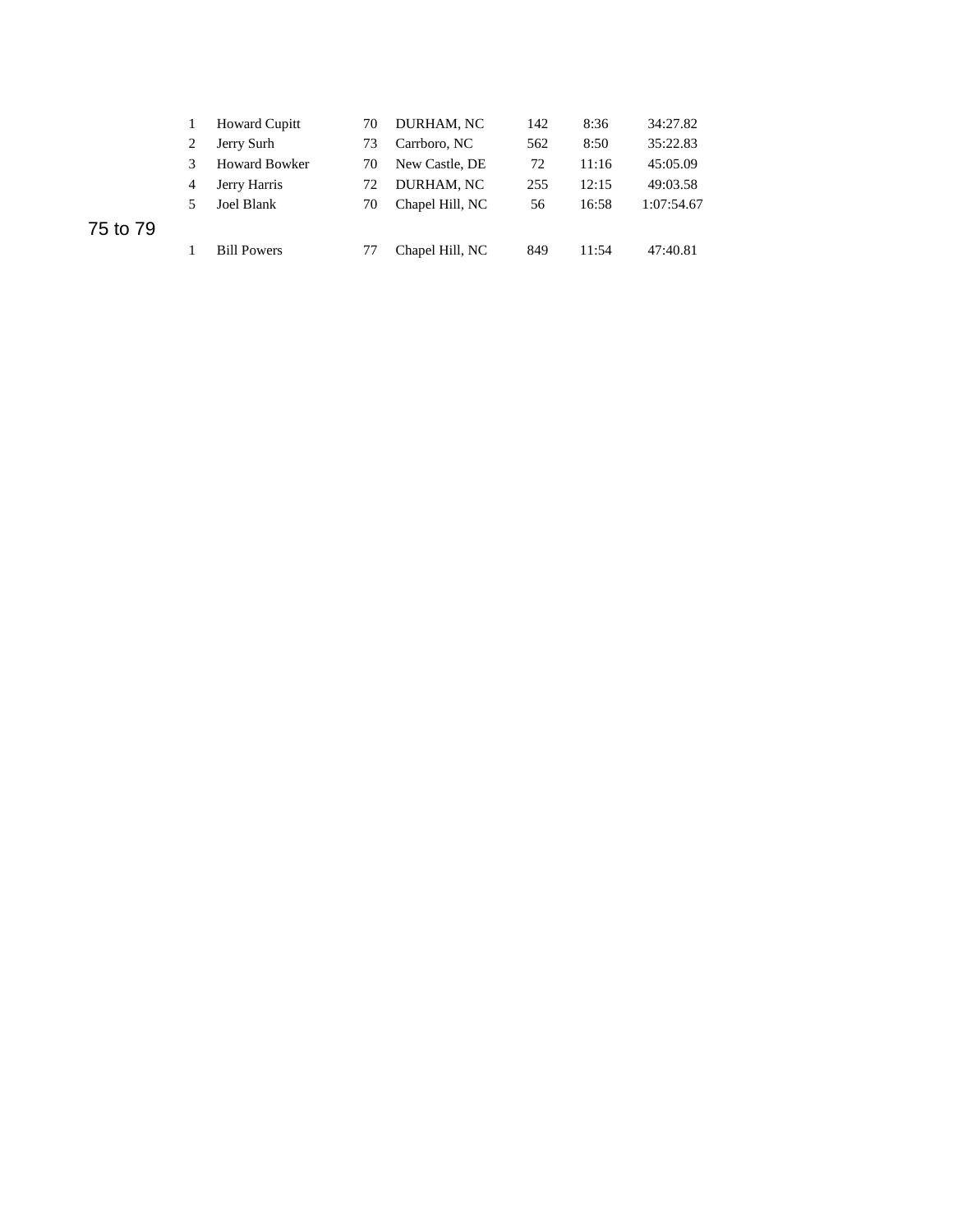| | | | | | | |
|---|---|---|---|---|---|---|
| 1 | Howard Cupitt | 70 | DURHAM, NC | 142 | 8:36 | 34:27.82 |
| 2 | Jerry Surh | 73 | Carrboro, NC | 562 | 8:50 | 35:22.83 |
| 3 | Howard Bowker | 70 | New Castle, DE | 72 | 11:16 | 45:05.09 |
| 4 | Jerry Harris | 72 | DURHAM, NC | 255 | 12:15 | 49:03.58 |
| 5 | Joel Blank | 70 | Chapel Hill, NC | 56 | 16:58 | 1:07:54.67 |

## 75 to 79

| | | | | | | |
|---|---|---|---|---|---|---|
| 1 | Bill Powers | 77 | Chapel Hill, NC | 849 | 11:54 | 47:40.81 |